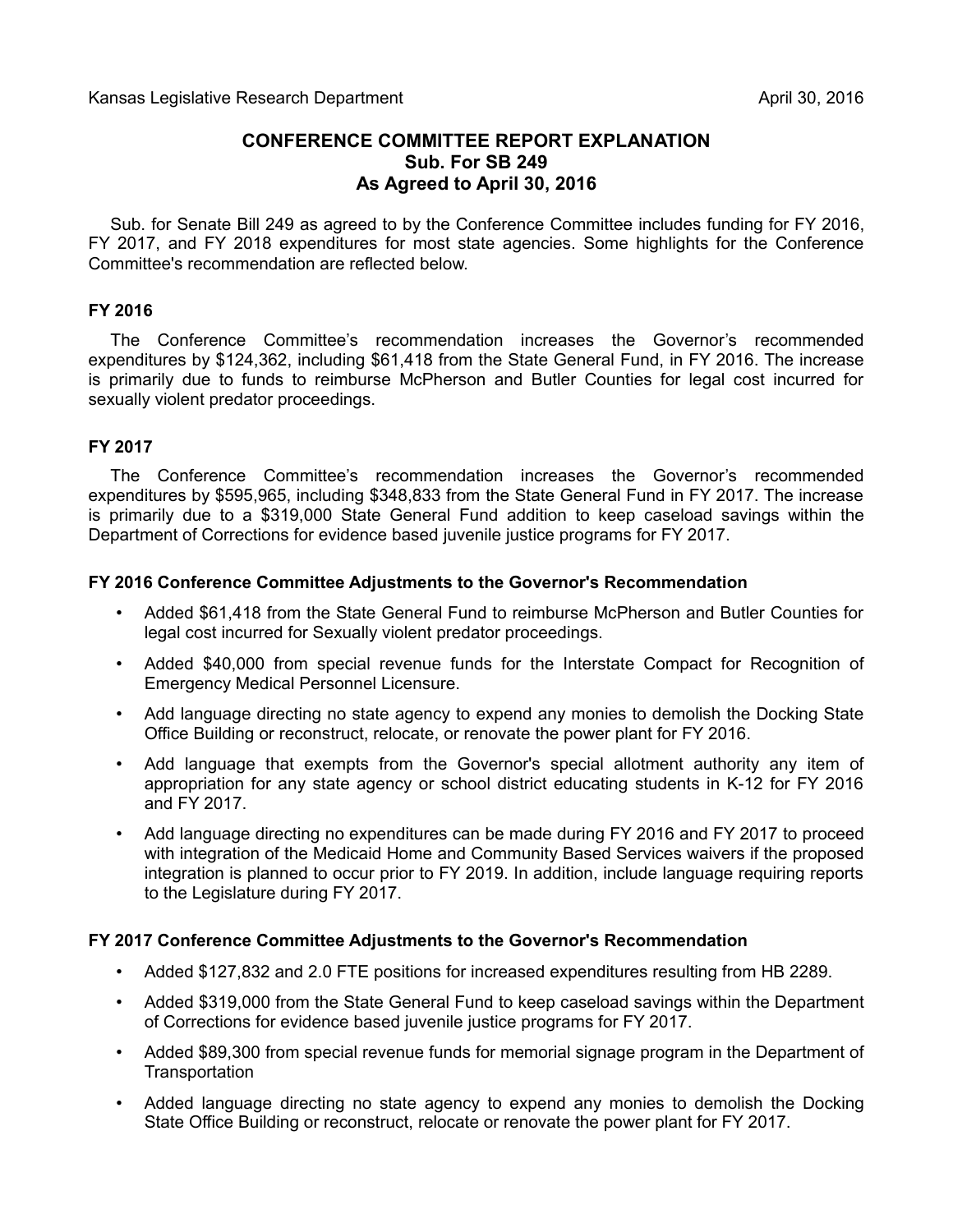Kansas Legislative Research Department April 30, 2016

# CONFERENCE COMMITTEE REPORT EXPLANATION
## Sub. For SB 249
## As Agreed to April 30, 2016

Sub. for Senate Bill 249 as agreed to by the Conference Committee includes funding for FY 2016, FY 2017, and FY 2018 expenditures for most state agencies. Some highlights for the Conference Committee's recommendation are reflected below.

### FY 2016

The Conference Committee's recommendation increases the Governor's recommended expenditures by $124,362, including $61,418 from the State General Fund, in FY 2016. The increase is primarily due to funds to reimburse McPherson and Butler Counties for legal cost incurred for sexually violent predator proceedings.

### FY 2017

The Conference Committee's recommendation increases the Governor's recommended expenditures by $595,965, including $348,833 from the State General Fund in FY 2017. The increase is primarily due to a $319,000 State General Fund addition to keep caseload savings within the Department of Corrections for evidence based juvenile justice programs for FY 2017.

### FY 2016 Conference Committee Adjustments to the Governor's Recommendation

- Added $61,418 from the State General Fund to reimburse McPherson and Butler Counties for legal cost incurred for Sexually violent predator proceedings.
- Added $40,000 from special revenue funds for the Interstate Compact for Recognition of Emergency Medical Personnel Licensure.
- Add language directing no state agency to expend any monies to demolish the Docking State Office Building or reconstruct, relocate, or renovate the power plant for FY 2016.
- Add language that exempts from the Governor's special allotment authority any item of appropriation for any state agency or school district educating students in K-12 for FY 2016 and FY 2017.
- Add language directing no expenditures can be made during FY 2016 and FY 2017 to proceed with integration of the Medicaid Home and Community Based Services waivers if the proposed integration is planned to occur prior to FY 2019. In addition, include language requiring reports to the Legislature during FY 2017.

### FY 2017 Conference Committee Adjustments to the Governor's Recommendation

- Added $127,832 and 2.0 FTE positions for increased expenditures resulting from HB 2289.
- Added $319,000 from the State General Fund to keep caseload savings within the Department of Corrections for evidence based juvenile justice programs for FY 2017.
- Added $89,300 from special revenue funds for memorial signage program in the Department of Transportation
- Added language directing no state agency to expend any monies to demolish the Docking State Office Building or reconstruct, relocate or renovate the power plant for FY 2017.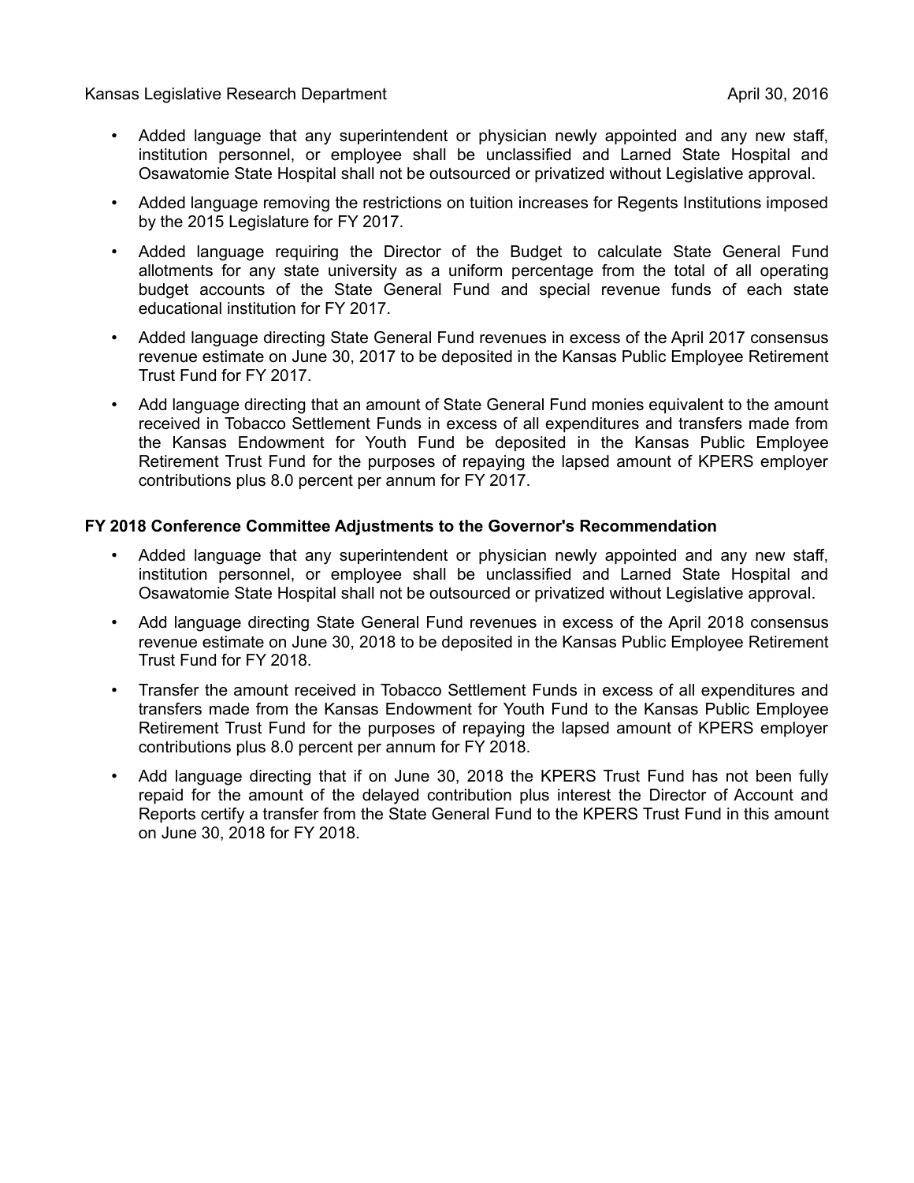- Added language that any superintendent or physician newly appointed and any new staff, institution personnel, or employee shall be unclassified and Larned State Hospital and Osawatomie State Hospital shall not be outsourced or privatized without Legislative approval.
- Added language removing the restrictions on tuition increases for Regents Institutions imposed by the 2015 Legislature for FY 2017.
- Added language requiring the Director of the Budget to calculate State General Fund allotments for any state university as a uniform percentage from the total of all operating budget accounts of the State General Fund and special revenue funds of each state educational institution for FY 2017.
- Added language directing State General Fund revenues in excess of the April 2017 consensus revenue estimate on June 30, 2017 to be deposited in the Kansas Public Employee Retirement Trust Fund for FY 2017.
- Add language directing that an amount of State General Fund monies equivalent to the amount received in Tobacco Settlement Funds in excess of all expenditures and transfers made from the Kansas Endowment for Youth Fund be deposited in the Kansas Public Employee Retirement Trust Fund for the purposes of repaying the lapsed amount of KPERS employer contributions plus 8.0 percent per annum for FY 2017.

**FY 2018 Conference Committee Adjustments to the Governor's Recommendation**

- Added language that any superintendent or physician newly appointed and any new staff, institution personnel, or employee shall be unclassified and Larned State Hospital and Osawatomie State Hospital shall not be outsourced or privatized without Legislative approval.
- Add language directing State General Fund revenues in excess of the April 2018 consensus revenue estimate on June 30, 2018 to be deposited in the Kansas Public Employee Retirement Trust Fund for FY 2018.
- Transfer the amount received in Tobacco Settlement Funds in excess of all expenditures and transfers made from the Kansas Endowment for Youth Fund to the Kansas Public Employee Retirement Trust Fund for the purposes of repaying the lapsed amount of KPERS employer contributions plus 8.0 percent per annum for FY 2018.
- Add language directing that if on June 30, 2018 the KPERS Trust Fund has not been fully repaid for the amount of the delayed contribution plus interest the Director of Account and Reports certify a transfer from the State General Fund to the KPERS Trust Fund in this amount on June 30, 2018 for FY 2018.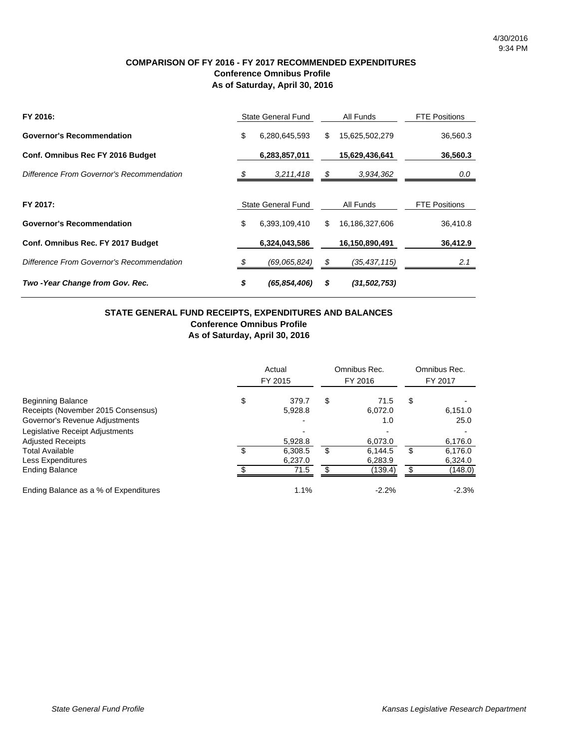### COMPARISON OF FY 2016 - FY 2017 RECOMMENDED EXPENDITURES
### Conference Omnibus Profile
### As of Saturday, April 30, 2016

| FY 2016: | State General Fund | All Funds | FTE Positions |
|---|---|---|---|
| **Governor's Recommendation** | $ 6,280,645,593 | $ 15,625,502,279 | 36,560.3 |
| **Conf. Omnibus Rec FY 2016 Budget** | **6,283,857,011** | **15,629,436,641** | **36,560.3** |
| *Difference From Governor's Recommendation* | *$ 3,211,418* | *$ 3,934,362* | *0.0* |

| FY 2017: | State General Fund | All Funds | FTE Positions |
|---|---|---|---|
| **Governor's Recommendation** | $ 6,393,109,410 | $ 16,186,327,606 | 36,410.8 |
| **Conf. Omnibus Rec. FY 2017 Budget** | **6,324,043,586** | **16,150,890,491** | **36,412.9** |
| *Difference From Governor's Recommendation* | *$ (69,065,824)* | *$ (35,437,115)* | *2.1* |
| ***Two -Year Change from Gov. Rec.*** | ***$ (65,854,406)*** | ***$ (31,502,753)*** | |

### STATE GENERAL FUND RECEIPTS, EXPENDITURES AND BALANCES
### Conference Omnibus Profile
### As of Saturday, April 30, 2016

| | Actual FY 2015 | Omnibus Rec. FY 2016 | Omnibus Rec. FY 2017 |
|---|---|---|---|
| Beginning Balance | $ 379.7 | $ 71.5 | $ - |
| Receipts (November 2015 Consensus) | 5,928.8 | 6,072.0 | 6,151.0 |
| Governor's Revenue Adjustments | - | 1.0 | 25.0 |
| Legislative Receipt Adjustments | - | - | - |
| Adjusted Receipts | 5,928.8 | 6,073.0 | 6,176.0 |
| Total Available | $ 6,308.5 | $ 6,144.5 | $ 6,176.0 |
| Less Expenditures | 6,237.0 | 6,283.9 | 6,324.0 |
| Ending Balance | $ 71.5 | $ (139.4) | $ (148.0) |
| Ending Balance as a % of Expenditures | 1.1% | -2.2% | -2.3% |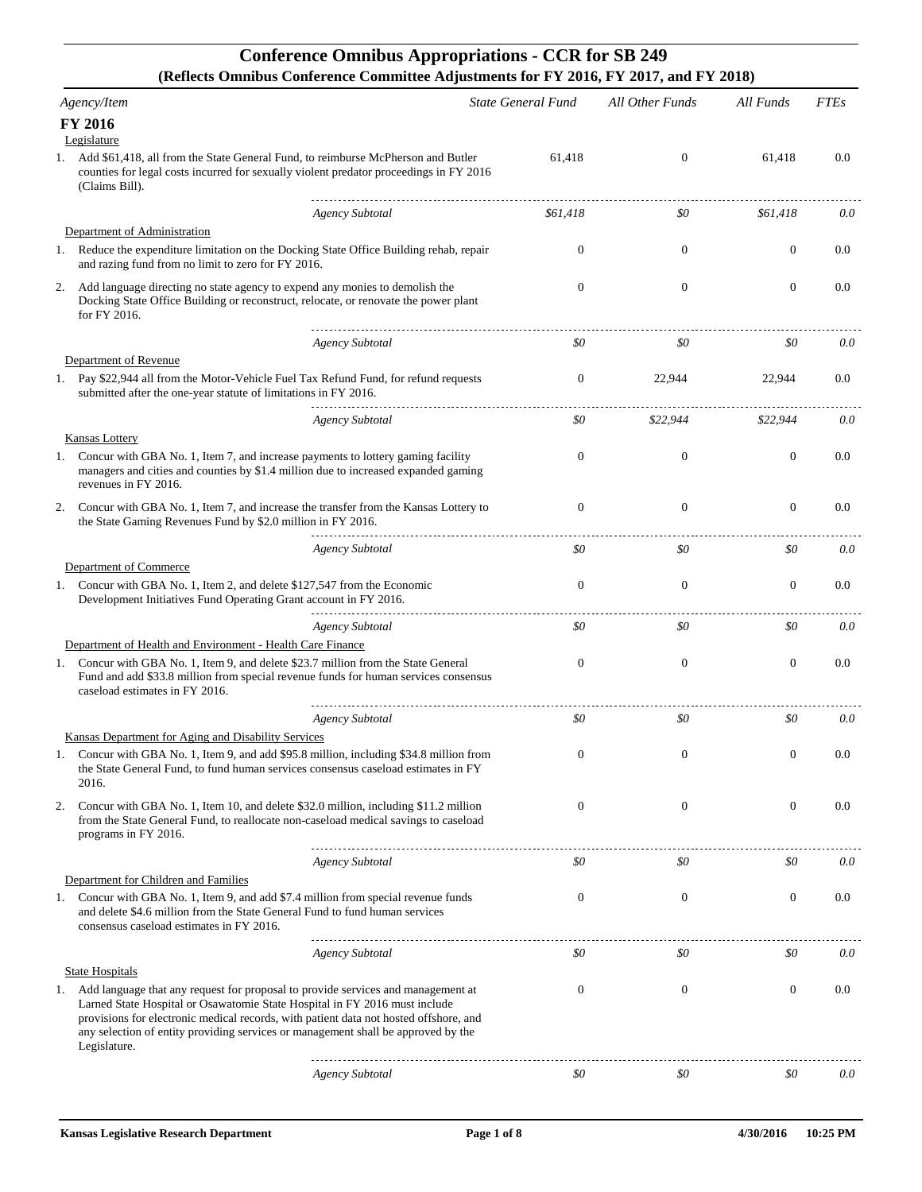# Conference Omnibus Appropriations - CCR for SB 249

## (Reflects Omnibus Conference Committee Adjustments for FY 2016, FY 2017, and FY 2018)

| Agency/Item | State General Fund | All Other Funds | All Funds | FTEs |
|---|---|---|---|---|
| **FY 2016** | | | | |
| Legislature | | | | |
| 1. Add $61,418, all from the State General Fund, to reimburse McPherson and Butler counties for legal costs incurred for sexually violent predator proceedings in FY 2016 (Claims Bill). | 61,418 | 0 | 61,418 | 0.0 |
| *Agency Subtotal* | *$61,418* | *$0* | *$61,418* | *0.0* |
| Department of Administration | | | | |
| 1. Reduce the expenditure limitation on the Docking State Office Building rehab, repair and razing fund from no limit to zero for FY 2016. | 0 | 0 | 0 | 0.0 |
| 2. Add language directing no state agency to expend any monies to demolish the Docking State Office Building or reconstruct, relocate, or renovate the power plant for FY 2016. | 0 | 0 | 0 | 0.0 |
| *Agency Subtotal* | *$0* | *$0* | *$0* | *0.0* |
| Department of Revenue | | | | |
| 1. Pay $22,944 all from the Motor-Vehicle Fuel Tax Refund Fund, for refund requests submitted after the one-year statute of limitations in FY 2016. | 0 | 22,944 | 22,944 | 0.0 |
| *Agency Subtotal* | *$0* | *$22,944* | *$22,944* | *0.0* |
| Kansas Lottery | | | | |
| 1. Concur with GBA No. 1, Item 7, and increase payments to lottery gaming facility managers and cities and counties by $1.4 million due to increased expanded gaming revenues in FY 2016. | 0 | 0 | 0 | 0.0 |
| 2. Concur with GBA No. 1, Item 7, and increase the transfer from the Kansas Lottery to the State Gaming Revenues Fund by $2.0 million in FY 2016. | 0 | 0 | 0 | 0.0 |
| *Agency Subtotal* | *$0* | *$0* | *$0* | *0.0* |
| Department of Commerce | | | | |
| 1. Concur with GBA No. 1, Item 2, and delete $127,547 from the Economic Development Initiatives Fund Operating Grant account in FY 2016. | 0 | 0 | 0 | 0.0 |
| *Agency Subtotal* | *$0* | *$0* | *$0* | *0.0* |
| Department of Health and Environment - Health Care Finance | | | | |
| 1. Concur with GBA No. 1, Item 9, and delete $23.7 million from the State General Fund and add $33.8 million from special revenue funds for human services consensus caseload estimates in FY 2016. | 0 | 0 | 0 | 0.0 |
| *Agency Subtotal* | *$0* | *$0* | *$0* | *0.0* |
| Kansas Department for Aging and Disability Services | | | | |
| 1. Concur with GBA No. 1, Item 9, and add $95.8 million, including $34.8 million from the State General Fund, to fund human services consensus caseload estimates in FY 2016. | 0 | 0 | 0 | 0.0 |
| 2. Concur with GBA No. 1, Item 10, and delete $32.0 million, including $11.2 million from the State General Fund, to reallocate non-caseload medical savings to caseload programs in FY 2016. | 0 | 0 | 0 | 0.0 |
| *Agency Subtotal* | *$0* | *$0* | *$0* | *0.0* |
| Department for Children and Families | | | | |
| 1. Concur with GBA No. 1, Item 9, and add $7.4 million from special revenue funds and delete $4.6 million from the State General Fund to fund human services consensus caseload estimates in FY 2016. | 0 | 0 | 0 | 0.0 |
| *Agency Subtotal* | *$0* | *$0* | *$0* | *0.0* |
| State Hospitals | | | | |
| 1. Add language that any request for proposal to provide services and management at Larned State Hospital or Osawatomie State Hospital in FY 2016 must include provisions for electronic medical records, with patient data not hosted offshore, and any selection of entity providing services or management shall be approved by the Legislature. | 0 | 0 | 0 | 0.0 |
| *Agency Subtotal* | *$0* | *$0* | *$0* | *0.0* |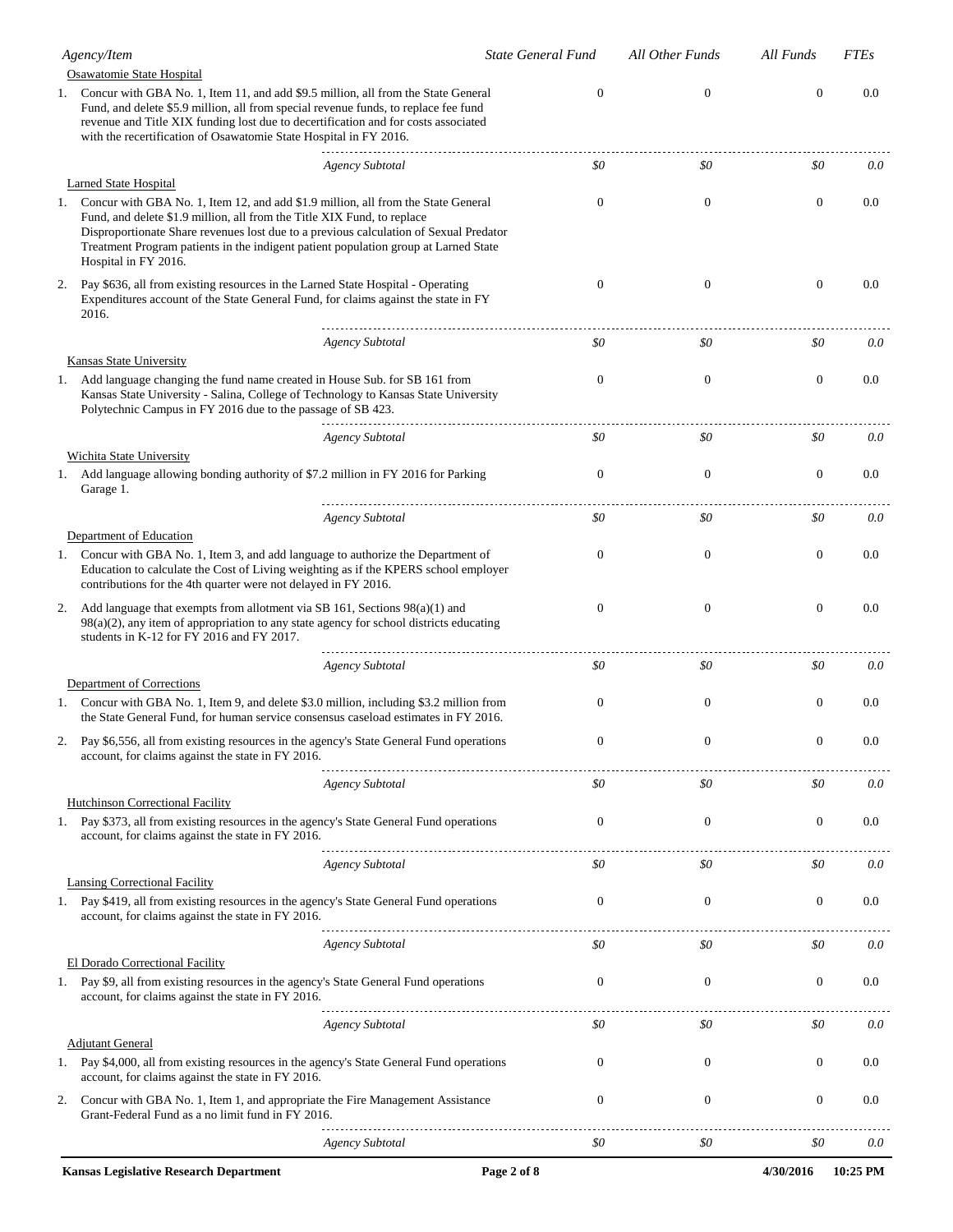| Agency/Item | State General Fund | All Other Funds | All Funds | FTEs |
|---|---|---|---|---|
| **Osawatomie State Hospital** | | | | |
| 1. Concur with GBA No. 1, Item 11, and add $9.5 million, all from the State General Fund, and delete $5.9 million, all from special revenue funds, to replace fee fund revenue and Title XIX funding lost due to decertification and for costs associated with the recertification of Osawatomie State Hospital in FY 2016. | 0 | 0 | 0 | 0.0 |
| *Agency Subtotal* | *$0* | *$0* | *$0* | *0.0* |
| **Larned State Hospital** | | | | |
| 1. Concur with GBA No. 1, Item 12, and add $1.9 million, all from the State General Fund, and delete $1.9 million, all from the Title XIX Fund, to replace Disproportionate Share revenues lost due to a previous calculation of Sexual Predator Treatment Program patients in the indigent patient population group at Larned State Hospital in FY 2016. | 0 | 0 | 0 | 0.0 |
| 2. Pay $636, all from existing resources in the Larned State Hospital - Operating Expenditures account of the State General Fund, for claims against the state in FY 2016. | 0 | 0 | 0 | 0.0 |
| *Agency Subtotal* | *$0* | *$0* | *$0* | *0.0* |
| **Kansas State University** | | | | |
| 1. Add language changing the fund name created in House Sub. for SB 161 from Kansas State University - Salina, College of Technology to Kansas State University Polytechnic Campus in FY 2016 due to the passage of SB 423. | 0 | 0 | 0 | 0.0 |
| *Agency Subtotal* | *$0* | *$0* | *$0* | *0.0* |
| **Wichita State University** | | | | |
| 1. Add language allowing bonding authority of $7.2 million in FY 2016 for Parking Garage 1. | 0 | 0 | 0 | 0.0 |
| *Agency Subtotal* | *$0* | *$0* | *$0* | *0.0* |
| **Department of Education** | | | | |
| 1. Concur with GBA No. 1, Item 3, and add language to authorize the Department of Education to calculate the Cost of Living weighting as if the KPERS school employer contributions for the 4th quarter were not delayed in FY 2016. | 0 | 0 | 0 | 0.0 |
| 2. Add language that exempts from allotment via SB 161, Sections 98(a)(1) and 98(a)(2), any item of appropriation to any state agency for school districts educating students in K-12 for FY 2016 and FY 2017. | 0 | 0 | 0 | 0.0 |
| *Agency Subtotal* | *$0* | *$0* | *$0* | *0.0* |
| **Department of Corrections** | | | | |
| 1. Concur with GBA No. 1, Item 9, and delete $3.0 million, including $3.2 million from the State General Fund, for human service consensus caseload estimates in FY 2016. | 0 | 0 | 0 | 0.0 |
| 2. Pay $6,556, all from existing resources in the agency's State General Fund operations account, for claims against the state in FY 2016. | 0 | 0 | 0 | 0.0 |
| *Agency Subtotal* | *$0* | *$0* | *$0* | *0.0* |
| **Hutchinson Correctional Facility** | | | | |
| 1. Pay $373, all from existing resources in the agency's State General Fund operations account, for claims against the state in FY 2016. | 0 | 0 | 0 | 0.0 |
| *Agency Subtotal* | *$0* | *$0* | *$0* | *0.0* |
| **Lansing Correctional Facility** | | | | |
| 1. Pay $419, all from existing resources in the agency's State General Fund operations account, for claims against the state in FY 2016. | 0 | 0 | 0 | 0.0 |
| *Agency Subtotal* | *$0* | *$0* | *$0* | *0.0* |
| **El Dorado Correctional Facility** | | | | |
| 1. Pay $9, all from existing resources in the agency's State General Fund operations account, for claims against the state in FY 2016. | 0 | 0 | 0 | 0.0 |
| *Agency Subtotal* | *$0* | *$0* | *$0* | *0.0* |
| **Adjutant General** | | | | |
| 1. Pay $4,000, all from existing resources in the agency's State General Fund operations account, for claims against the state in FY 2016. | 0 | 0 | 0 | 0.0 |
| 2. Concur with GBA No. 1, Item 1, and appropriate the Fire Management Assistance Grant-Federal Fund as a no limit fund in FY 2016. | 0 | 0 | 0 | 0.0 |
| *Agency Subtotal* | *$0* | *$0* | *$0* | *0.0* |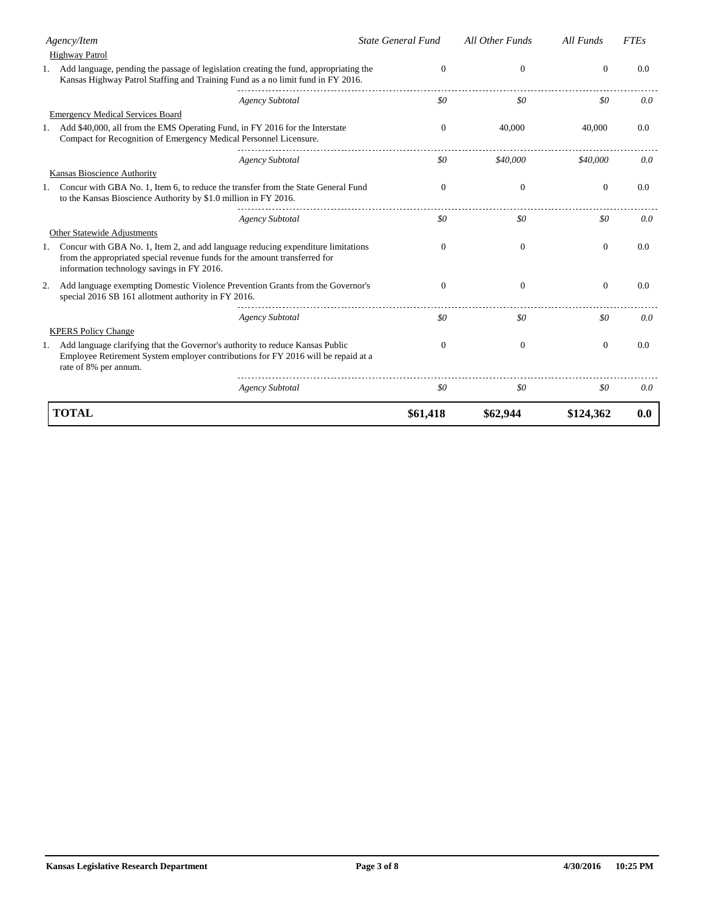| Agency/Item | State General Fund | All Other Funds | All Funds | FTEs |
|---|---|---|---|---|
| **Highway Patrol** | | | | |
| 1. Add language, pending the passage of legislation creating the fund, appropriating the Kansas Highway Patrol Staffing and Training Fund as a no limit fund in FY 2016. | 0 | 0 | 0 | 0.0 |
| *Agency Subtotal* | *$0* | *$0* | *$0* | *0.0* |
| **Emergency Medical Services Board** | | | | |
| 1. Add $40,000, all from the EMS Operating Fund, in FY 2016 for the Interstate Compact for Recognition of Emergency Medical Personnel Licensure. | 0 | 40,000 | 40,000 | 0.0 |
| *Agency Subtotal* | *$0* | *$40,000* | *$40,000* | *0.0* |
| **Kansas Bioscience Authority** | | | | |
| 1. Concur with GBA No. 1, Item 6, to reduce the transfer from the State General Fund to the Kansas Bioscience Authority by $1.0 million in FY 2016. | 0 | 0 | 0 | 0.0 |
| *Agency Subtotal* | *$0* | *$0* | *$0* | *0.0* |
| **Other Statewide Adjustments** | | | | |
| 1. Concur with GBA No. 1, Item 2, and add language reducing expenditure limitations from the appropriated special revenue funds for the amount transferred for information technology savings in FY 2016. | 0 | 0 | 0 | 0.0 |
| 2. Add language exempting Domestic Violence Prevention Grants from the Governor's special 2016 SB 161 allotment authority in FY 2016. | 0 | 0 | 0 | 0.0 |
| *Agency Subtotal* | *$0* | *$0* | *$0* | *0.0* |
| **KPERS Policy Change** | | | | |
| 1. Add language clarifying that the Governor's authority to reduce Kansas Public Employee Retirement System employer contributions for FY 2016 will be repaid at a rate of 8% per annum. | 0 | 0 | 0 | 0.0 |
| *Agency Subtotal* | *$0* | *$0* | *$0* | *0.0* |
| **TOTAL** | **$61,418** | **$62,944** | **$124,362** | **0.0** |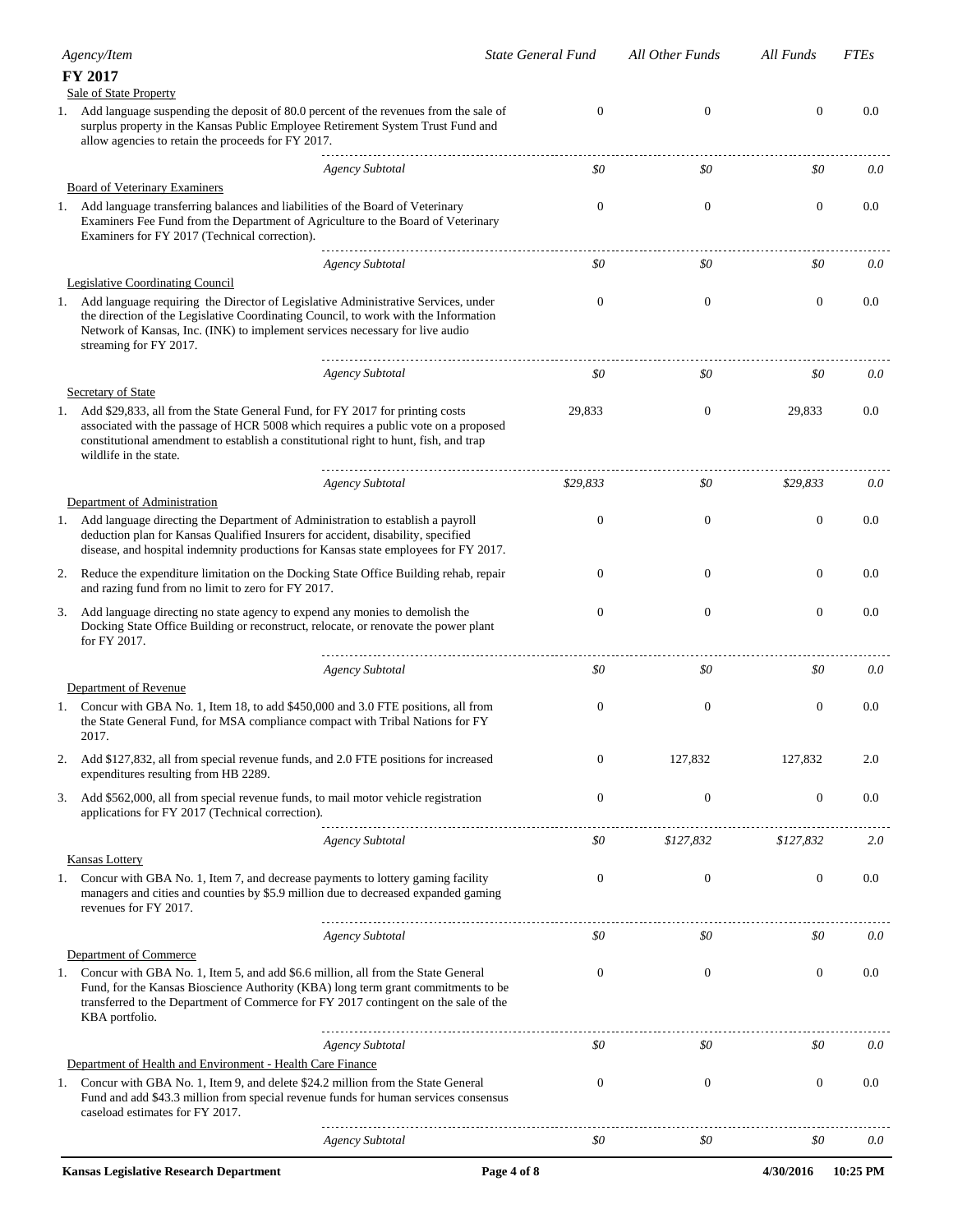| Agency/Item | State General Fund | All Other Funds | All Funds | FTEs |
|---|---|---|---|---|
| **FY 2017** | | | | |
| Sale of State Property | | | | |
| 1. Add language suspending the deposit of 80.0 percent of the revenues from the sale of surplus property in the Kansas Public Employee Retirement System Trust Fund and allow agencies to retain the proceeds for FY 2017. | 0 | 0 | 0 | 0.0 |
| *Agency Subtotal* | *$0* | *$0* | *$0* | *0.0* |
| Board of Veterinary Examiners | | | | |
| 1. Add language transferring balances and liabilities of the Board of Veterinary Examiners Fee Fund from the Department of Agriculture to the Board of Veterinary Examiners for FY 2017 (Technical correction). | 0 | 0 | 0 | 0.0 |
| *Agency Subtotal* | *$0* | *$0* | *$0* | *0.0* |
| Legislative Coordinating Council | | | | |
| 1. Add language requiring the Director of Legislative Administrative Services, under the direction of the Legislative Coordinating Council, to work with the Information Network of Kansas, Inc. (INK) to implement services necessary for live audio streaming for FY 2017. | 0 | 0 | 0 | 0.0 |
| *Agency Subtotal* | *$0* | *$0* | *$0* | *0.0* |
| Secretary of State | | | | |
| 1. Add $29,833, all from the State General Fund, for FY 2017 for printing costs associated with the passage of HCR 5008 which requires a public vote on a proposed constitutional amendment to establish a constitutional right to hunt, fish, and trap wildlife in the state. | 29,833 | 0 | 29,833 | 0.0 |
| *Agency Subtotal* | *$29,833* | *$0* | *$29,833* | *0.0* |
| Department of Administration | | | | |
| 1. Add language directing the Department of Administration to establish a payroll deduction plan for Kansas Qualified Insurers for accident, disability, specified disease, and hospital indemnity productions for Kansas state employees for FY 2017. | 0 | 0 | 0 | 0.0 |
| 2. Reduce the expenditure limitation on the Docking State Office Building rehab, repair and razing fund from no limit to zero for FY 2017. | 0 | 0 | 0 | 0.0 |
| 3. Add language directing no state agency to expend any monies to demolish the Docking State Office Building or reconstruct, relocate, or renovate the power plant for FY 2017. | 0 | 0 | 0 | 0.0 |
| *Agency Subtotal* | *$0* | *$0* | *$0* | *0.0* |
| Department of Revenue | | | | |
| 1. Concur with GBA No. 1, Item 18, to add $450,000 and 3.0 FTE positions, all from the State General Fund, for MSA compliance compact with Tribal Nations for FY 2017. | 0 | 0 | 0 | 0.0 |
| 2. Add $127,832, all from special revenue funds, and 2.0 FTE positions for increased expenditures resulting from HB 2289. | 0 | 127,832 | 127,832 | 2.0 |
| 3. Add $562,000, all from special revenue funds, to mail motor vehicle registration applications for FY 2017 (Technical correction). | 0 | 0 | 0 | 0.0 |
| *Agency Subtotal* | *$0* | *$127,832* | *$127,832* | *2.0* |
| Kansas Lottery | | | | |
| 1. Concur with GBA No. 1, Item 7, and decrease payments to lottery gaming facility managers and cities and counties by $5.9 million due to decreased expanded gaming revenues for FY 2017. | 0 | 0 | 0 | 0.0 |
| *Agency Subtotal* | *$0* | *$0* | *$0* | *0.0* |
| Department of Commerce | | | | |
| 1. Concur with GBA No. 1, Item 5, and add $6.6 million, all from the State General Fund, for the Kansas Bioscience Authority (KBA) long term grant commitments to be transferred to the Department of Commerce for FY 2017 contingent on the sale of the KBA portfolio. | 0 | 0 | 0 | 0.0 |
| *Agency Subtotal* | *$0* | *$0* | *$0* | *0.0* |
| Department of Health and Environment - Health Care Finance | | | | |
| 1. Concur with GBA No. 1, Item 9, and delete $24.2 million from the State General Fund and add $43.3 million from special revenue funds for human services consensus caseload estimates for FY 2017. | 0 | 0 | 0 | 0.0 |
| *Agency Subtotal* | *$0* | *$0* | *$0* | *0.0* |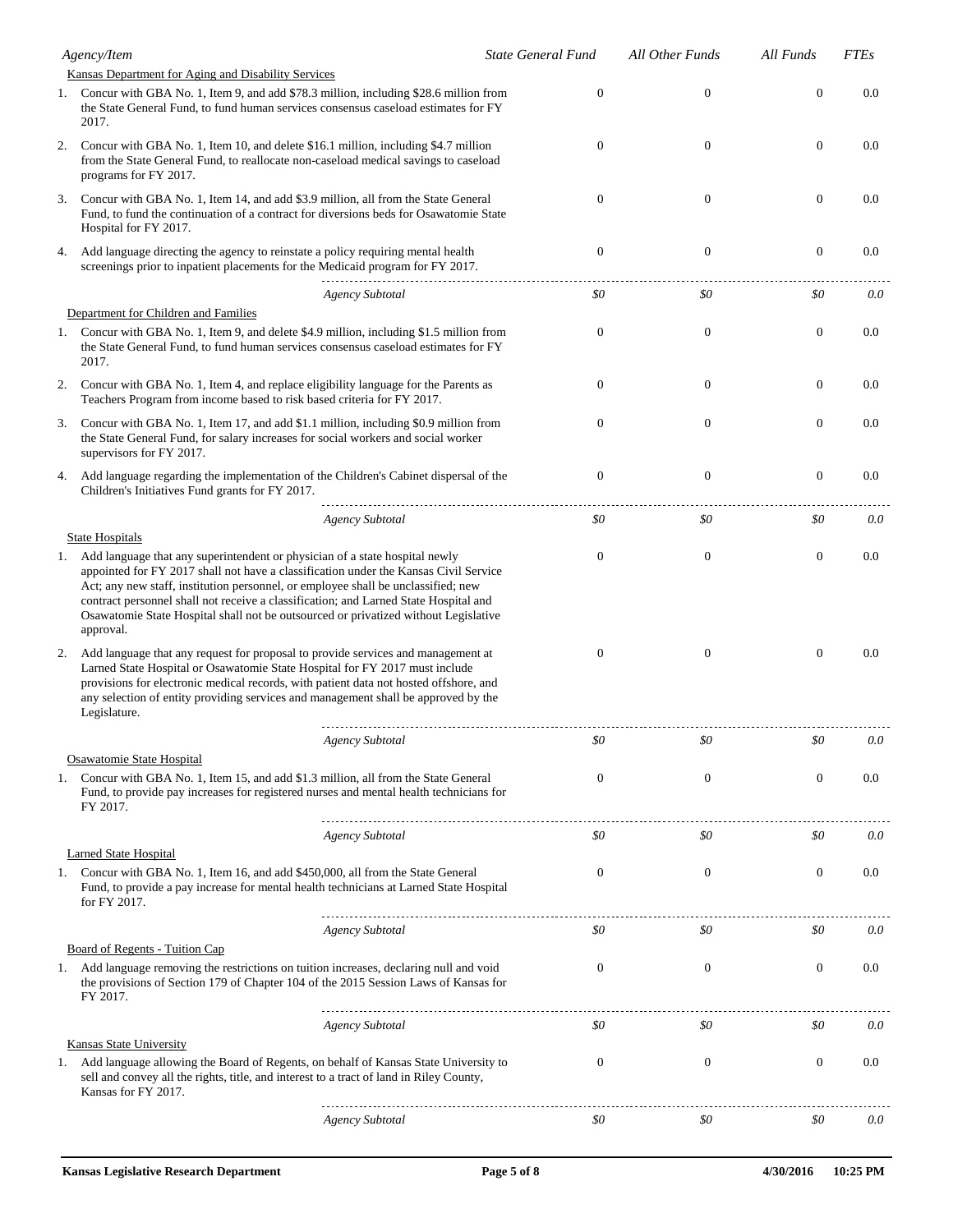| Agency/Item | State General Fund | All Other Funds | All Funds | FTEs |
|---|---|---|---|---|
| **Kansas Department for Aging and Disability Services** | | | | |
| 1. Concur with GBA No. 1, Item 9, and add $78.3 million, including $28.6 million from the State General Fund, to fund human services consensus caseload estimates for FY 2017. | 0 | 0 | 0 | 0.0 |
| 2. Concur with GBA No. 1, Item 10, and delete $16.1 million, including $4.7 million from the State General Fund, to reallocate non-caseload medical savings to caseload programs for FY 2017. | 0 | 0 | 0 | 0.0 |
| 3. Concur with GBA No. 1, Item 14, and add $3.9 million, all from the State General Fund, to fund the continuation of a contract for diversions beds for Osawatomie State Hospital for FY 2017. | 0 | 0 | 0 | 0.0 |
| 4. Add language directing the agency to reinstate a policy requiring mental health screenings prior to inpatient placements for the Medicaid program for FY 2017. | 0 | 0 | 0 | 0.0 |
| *Agency Subtotal* | *$0* | *$0* | *$0* | *0.0* |
| **Department for Children and Families** | | | | |
| 1. Concur with GBA No. 1, Item 9, and delete $4.9 million, including $1.5 million from the State General Fund, to fund human services consensus caseload estimates for FY 2017. | 0 | 0 | 0 | 0.0 |
| 2. Concur with GBA No. 1, Item 4, and replace eligibility language for the Parents as Teachers Program from income based to risk based criteria for FY 2017. | 0 | 0 | 0 | 0.0 |
| 3. Concur with GBA No. 1, Item 17, and add $1.1 million, including $0.9 million from the State General Fund, for salary increases for social workers and social worker supervisors for FY 2017. | 0 | 0 | 0 | 0.0 |
| 4. Add language regarding the implementation of the Children's Cabinet dispersal of the Children's Initiatives Fund grants for FY 2017. | 0 | 0 | 0 | 0.0 |
| *Agency Subtotal* | *$0* | *$0* | *$0* | *0.0* |
| **State Hospitals** | | | | |
| 1. Add language that any superintendent or physician of a state hospital newly appointed for FY 2017 shall not have a classification under the Kansas Civil Service Act; any new staff, institution personnel, or employee shall be unclassified; new contract personnel shall not receive a classification; and Larned State Hospital and Osawatomie State Hospital shall not be outsourced or privatized without Legislative approval. | 0 | 0 | 0 | 0.0 |
| 2. Add language that any request for proposal to provide services and management at Larned State Hospital or Osawatomie State Hospital for FY 2017 must include provisions for electronic medical records, with patient data not hosted offshore, and any selection of entity providing services and management shall be approved by the Legislature. | 0 | 0 | 0 | 0.0 |
| *Agency Subtotal* | *$0* | *$0* | *$0* | *0.0* |
| **Osawatomie State Hospital** | | | | |
| 1. Concur with GBA No. 1, Item 15, and add $1.3 million, all from the State General Fund, to provide pay increases for registered nurses and mental health technicians for FY 2017. | 0 | 0 | 0 | 0.0 |
| *Agency Subtotal* | *$0* | *$0* | *$0* | *0.0* |
| **Larned State Hospital** | | | | |
| 1. Concur with GBA No. 1, Item 16, and add $450,000, all from the State General Fund, to provide a pay increase for mental health technicians at Larned State Hospital for FY 2017. | 0 | 0 | 0 | 0.0 |
| *Agency Subtotal* | *$0* | *$0* | *$0* | *0.0* |
| **Board of Regents - Tuition Cap** | | | | |
| 1. Add language removing the restrictions on tuition increases, declaring null and void the provisions of Section 179 of Chapter 104 of the 2015 Session Laws of Kansas for FY 2017. | 0 | 0 | 0 | 0.0 |
| *Agency Subtotal* | *$0* | *$0* | *$0* | *0.0* |
| **Kansas State University** | | | | |
| 1. Add language allowing the Board of Regents, on behalf of Kansas State University to sell and convey all the rights, title, and interest to a tract of land in Riley County, Kansas for FY 2017. | 0 | 0 | 0 | 0.0 |
| *Agency Subtotal* | *$0* | *$0* | *$0* | *0.0* |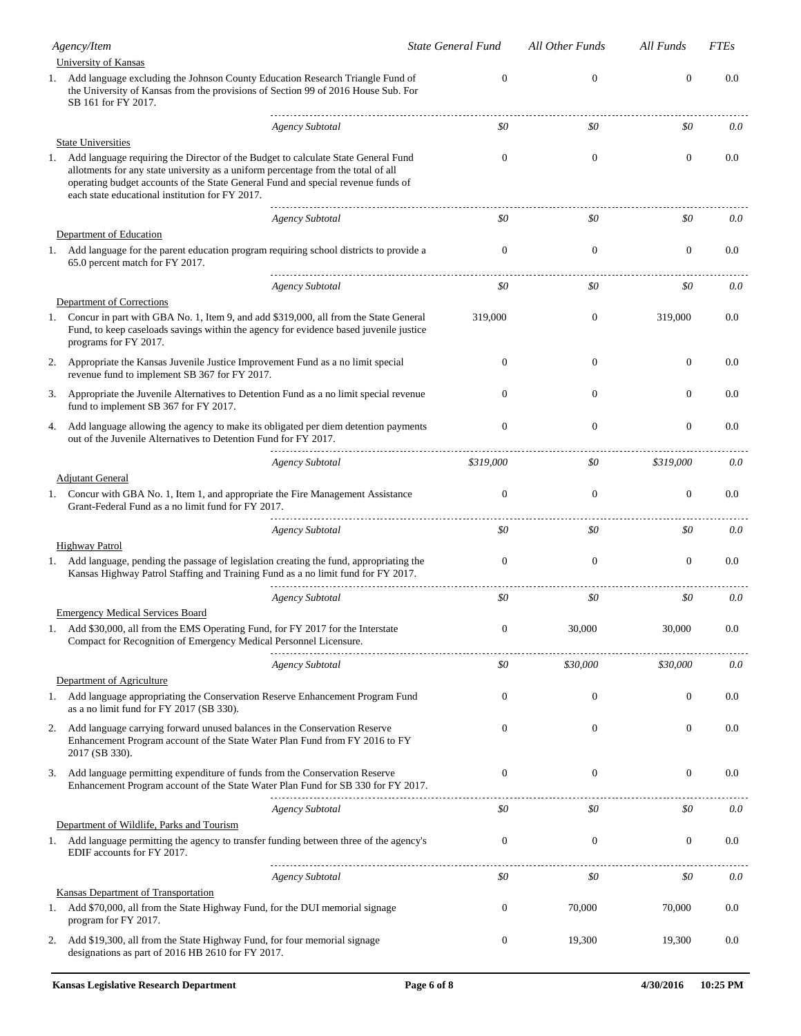| Agency/Item | State General Fund | All Other Funds | All Funds | FTEs |
|---|---|---|---|---|
| **University of Kansas** | | | | |
| 1. Add language excluding the Johnson County Education Research Triangle Fund of the University of Kansas from the provisions of Section 99 of 2016 House Sub. For SB 161 for FY 2017. | 0 | 0 | 0 | 0.0 |
| *Agency Subtotal* | *$0* | *$0* | *$0* | *0.0* |
| **State Universities** | | | | |
| 1. Add language requiring the Director of the Budget to calculate State General Fund allotments for any state university as a uniform percentage from the total of all operating budget accounts of the State General Fund and special revenue funds of each state educational institution for FY 2017. | 0 | 0 | 0 | 0.0 |
| *Agency Subtotal* | *$0* | *$0* | *$0* | *0.0* |
| **Department of Education** | | | | |
| 1. Add language for the parent education program requiring school districts to provide a 65.0 percent match for FY 2017. | 0 | 0 | 0 | 0.0 |
| *Agency Subtotal* | *$0* | *$0* | *$0* | *0.0* |
| **Department of Corrections** | | | | |
| 1. Concur in part with GBA No. 1, Item 9, and add $319,000, all from the State General Fund, to keep caseloads savings within the agency for evidence based juvenile justice programs for FY 2017. | 319,000 | 0 | 319,000 | 0.0 |
| 2. Appropriate the Kansas Juvenile Justice Improvement Fund as a no limit special revenue fund to implement SB 367 for FY 2017. | 0 | 0 | 0 | 0.0 |
| 3. Appropriate the Juvenile Alternatives to Detention Fund as a no limit special revenue fund to implement SB 367 for FY 2017. | 0 | 0 | 0 | 0.0 |
| 4. Add language allowing the agency to make its obligated per diem detention payments out of the Juvenile Alternatives to Detention Fund for FY 2017. | 0 | 0 | 0 | 0.0 |
| *Agency Subtotal* | *$319,000* | *$0* | *$319,000* | *0.0* |
| **Adjutant General** | | | | |
| 1. Concur with GBA No. 1, Item 1, and appropriate the Fire Management Assistance Grant-Federal Fund as a no limit fund for FY 2017. | 0 | 0 | 0 | 0.0 |
| *Agency Subtotal* | *$0* | *$0* | *$0* | *0.0* |
| **Highway Patrol** | | | | |
| 1. Add language, pending the passage of legislation creating the fund, appropriating the Kansas Highway Patrol Staffing and Training Fund as a no limit fund for FY 2017. | 0 | 0 | 0 | 0.0 |
| *Agency Subtotal* | *$0* | *$0* | *$0* | *0.0* |
| **Emergency Medical Services Board** | | | | |
| 1. Add $30,000, all from the EMS Operating Fund, for FY 2017 for the Interstate Compact for Recognition of Emergency Medical Personnel Licensure. | 0 | 30,000 | 30,000 | 0.0 |
| *Agency Subtotal* | *$0* | *$30,000* | *$30,000* | *0.0* |
| **Department of Agriculture** | | | | |
| 1. Add language appropriating the Conservation Reserve Enhancement Program Fund as a no limit fund for FY 2017 (SB 330). | 0 | 0 | 0 | 0.0 |
| 2. Add language carrying forward unused balances in the Conservation Reserve Enhancement Program account of the State Water Plan Fund from FY 2016 to FY 2017 (SB 330). | 0 | 0 | 0 | 0.0 |
| 3. Add language permitting expenditure of funds from the Conservation Reserve Enhancement Program account of the State Water Plan Fund for SB 330 for FY 2017. | 0 | 0 | 0 | 0.0 |
| *Agency Subtotal* | *$0* | *$0* | *$0* | *0.0* |
| **Department of Wildlife, Parks and Tourism** | | | | |
| 1. Add language permitting the agency to transfer funding between three of the agency's EDIF accounts for FY 2017. | 0 | 0 | 0 | 0.0 |
| *Agency Subtotal* | *$0* | *$0* | *$0* | *0.0* |
| **Kansas Department of Transportation** | | | | |
| 1. Add $70,000, all from the State Highway Fund, for the DUI memorial signage program for FY 2017. | 0 | 70,000 | 70,000 | 0.0 |
| 2. Add $19,300, all from the State Highway Fund, for four memorial signage designations as part of 2016 HB 2610 for FY 2017. | 0 | 19,300 | 19,300 | 0.0 |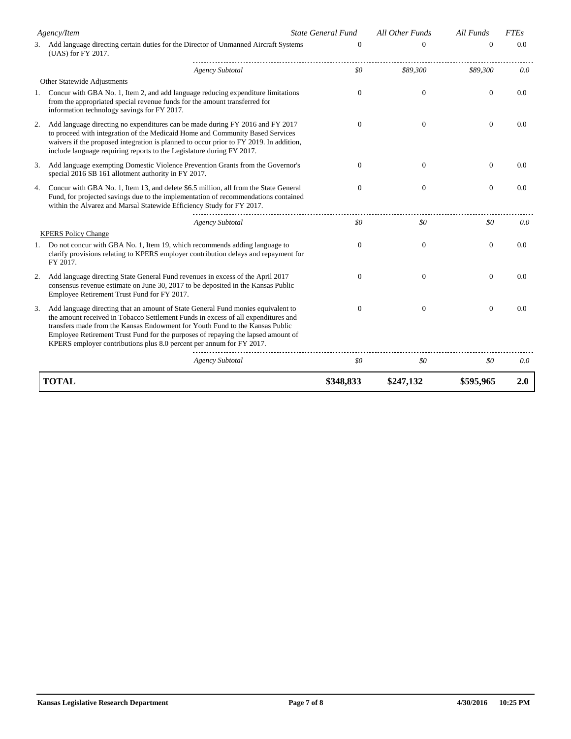| Agency/Item | State General Fund | All Other Funds | All Funds | FTEs |
|---|---|---|---|---|
| 3. Add language directing certain duties for the Director of Unmanned Aircraft Systems (UAS) for FY 2017. | 0 | 0 | 0 | 0.0 |
| *Agency Subtotal* | *$0* | *$89,300* | *$89,300* | *0.0* |
| Other Statewide Adjustments | | | | |
| 1. Concur with GBA No. 1, Item 2, and add language reducing expenditure limitations from the appropriated special revenue funds for the amount transferred for information technology savings for FY 2017. | 0 | 0 | 0 | 0.0 |
| 2. Add language directing no expenditures can be made during FY 2016 and FY 2017 to proceed with integration of the Medicaid Home and Community Based Services waivers if the proposed integration is planned to occur prior to FY 2019. In addition, include language requiring reports to the Legislature during FY 2017. | 0 | 0 | 0 | 0.0 |
| 3. Add language exempting Domestic Violence Prevention Grants from the Governor's special 2016 SB 161 allotment authority in FY 2017. | 0 | 0 | 0 | 0.0 |
| 4. Concur with GBA No. 1, Item 13, and delete $6.5 million, all from the State General Fund, for projected savings due to the implementation of recommendations contained within the Alvarez and Marsal Statewide Efficiency Study for FY 2017. | 0 | 0 | 0 | 0.0 |
| *Agency Subtotal* | *$0* | *$0* | *$0* | *0.0* |
| KPERS Policy Change | | | | |
| 1. Do not concur with GBA No. 1, Item 19, which recommends adding language to clarify provisions relating to KPERS employer contribution delays and repayment for FY 2017. | 0 | 0 | 0 | 0.0 |
| 2. Add language directing State General Fund revenues in excess of the April 2017 consensus revenue estimate on June 30, 2017 to be deposited in the Kansas Public Employee Retirement Trust Fund for FY 2017. | 0 | 0 | 0 | 0.0 |
| 3. Add language directing that an amount of State General Fund monies equivalent to the amount received in Tobacco Settlement Funds in excess of all expenditures and transfers made from the Kansas Endowment for Youth Fund to the Kansas Public Employee Retirement Trust Fund for the purposes of repaying the lapsed amount of KPERS employer contributions plus 8.0 percent per annum for FY 2017. | 0 | 0 | 0 | 0.0 |
| *Agency Subtotal* | *$0* | *$0* | *$0* | *0.0* |
| **TOTAL** | **$348,833** | **$247,132** | **$595,965** | **2.0** |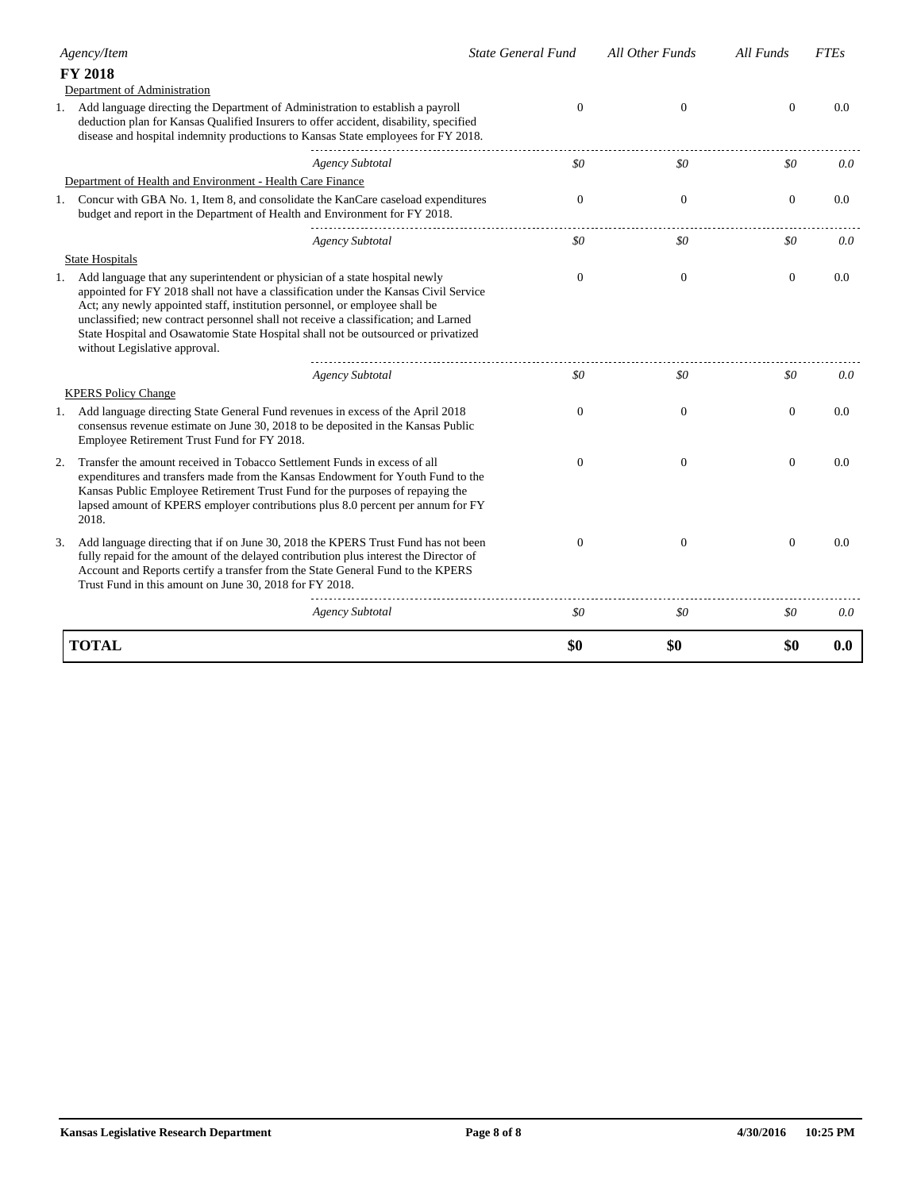| Agency/Item | State General Fund | All Other Funds | All Funds | FTEs |
|---|---|---|---|---|
| **FY 2018** | | | | |
| Department of Administration | | | | |
| 1. Add language directing the Department of Administration to establish a payroll deduction plan for Kansas Qualified Insurers to offer accident, disability, specified disease and hospital indemnity productions to Kansas State employees for FY 2018. | 0 | 0 | 0 | 0.0 |
| *Agency Subtotal* | *$0* | *$0* | *$0* | *0.0* |
| Department of Health and Environment - Health Care Finance | | | | |
| 1. Concur with GBA No. 1, Item 8, and consolidate the KanCare caseload expenditures budget and report in the Department of Health and Environment for FY 2018. | 0 | 0 | 0 | 0.0 |
| *Agency Subtotal* | *$0* | *$0* | *$0* | *0.0* |
| State Hospitals | | | | |
| 1. Add language that any superintendent or physician of a state hospital newly appointed for FY 2018 shall not have a classification under the Kansas Civil Service Act; any newly appointed staff, institution personnel, or employee shall be unclassified; new contract personnel shall not receive a classification; and Larned State Hospital and Osawatomie State Hospital shall not be outsourced or privatized without Legislative approval. | 0 | 0 | 0 | 0.0 |
| *Agency Subtotal* | *$0* | *$0* | *$0* | *0.0* |
| KPERS Policy Change | | | | |
| 1. Add language directing State General Fund revenues in excess of the April 2018 consensus revenue estimate on June 30, 2018 to be deposited in the Kansas Public Employee Retirement Trust Fund for FY 2018. | 0 | 0 | 0 | 0.0 |
| 2. Transfer the amount received in Tobacco Settlement Funds in excess of all expenditures and transfers made from the Kansas Endowment for Youth Fund to the Kansas Public Employee Retirement Trust Fund for the purposes of repaying the lapsed amount of KPERS employer contributions plus 8.0 percent per annum for FY 2018. | 0 | 0 | 0 | 0.0 |
| 3. Add language directing that if on June 30, 2018 the KPERS Trust Fund has not been fully repaid for the amount of the delayed contribution plus interest the Director of Account and Reports certify a transfer from the State General Fund to the KPERS Trust Fund in this amount on June 30, 2018 for FY 2018. | 0 | 0 | 0 | 0.0 |
| *Agency Subtotal* | *$0* | *$0* | *$0* | *0.0* |
| **TOTAL** | **$0** | **$0** | **$0** | **0.0** |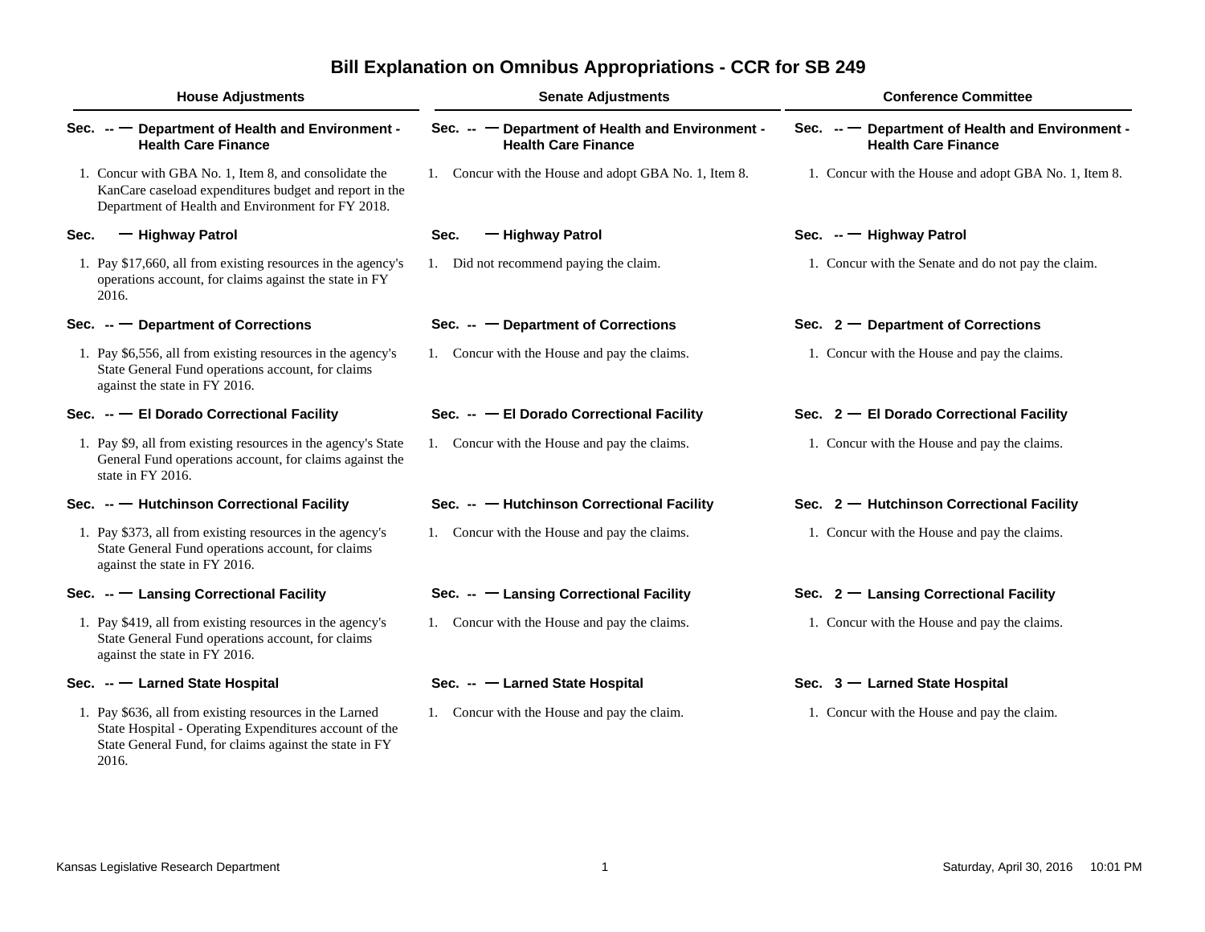# Bill Explanation on Omnibus Appropriations - CCR for SB 249

| House Adjustments | Senate Adjustments | Conference Committee |
|---|---|---|
| **Sec. -- — Department of Health and Environment - Health Care Finance** | **Sec. -- — Department of Health and Environment - Health Care Finance** | **Sec. -- — Department of Health and Environment - Health Care Finance** |
| 1. Concur with GBA No. 1, Item 8, and consolidate the KanCare caseload expenditures budget and report in the Department of Health and Environment for FY 2018. | 1. Concur with the House and adopt GBA No. 1, Item 8. | 1. Concur with the House and adopt GBA No. 1, Item 8. |
| **Sec. — Highway Patrol** | **Sec. — Highway Patrol** | **Sec. -- — Highway Patrol** |
| 1. Pay $17,660, all from existing resources in the agency's operations account, for claims against the state in FY 2016. | 1. Did not recommend paying the claim. | 1. Concur with the Senate and do not pay the claim. |
| **Sec. -- — Department of Corrections** | **Sec. -- — Department of Corrections** | **Sec. 2 — Department of Corrections** |
| 1. Pay $6,556, all from existing resources in the agency's State General Fund operations account, for claims against the state in FY 2016. | 1. Concur with the House and pay the claims. | 1. Concur with the House and pay the claims. |
| **Sec. -- — El Dorado Correctional Facility** | **Sec. -- — El Dorado Correctional Facility** | **Sec. 2 — El Dorado Correctional Facility** |
| 1. Pay $9, all from existing resources in the agency's State General Fund operations account, for claims against the state in FY 2016. | 1. Concur with the House and pay the claims. | 1. Concur with the House and pay the claims. |
| **Sec. -- — Hutchinson Correctional Facility** | **Sec. -- — Hutchinson Correctional Facility** | **Sec. 2 — Hutchinson Correctional Facility** |
| 1. Pay $373, all from existing resources in the agency's State General Fund operations account, for claims against the state in FY 2016. | 1. Concur with the House and pay the claims. | 1. Concur with the House and pay the claims. |
| **Sec. -- — Lansing Correctional Facility** | **Sec. -- — Lansing Correctional Facility** | **Sec. 2 — Lansing Correctional Facility** |
| 1. Pay $419, all from existing resources in the agency's State General Fund operations account, for claims against the state in FY 2016. | 1. Concur with the House and pay the claims. | 1. Concur with the House and pay the claims. |
| **Sec. -- — Larned State Hospital** | **Sec. -- — Larned State Hospital** | **Sec. 3 — Larned State Hospital** |
| 1. Pay $636, all from existing resources in the Larned State Hospital - Operating Expenditures account of the State General Fund, for claims against the state in FY 2016. | 1. Concur with the House and pay the claim. | 1. Concur with the House and pay the claim. |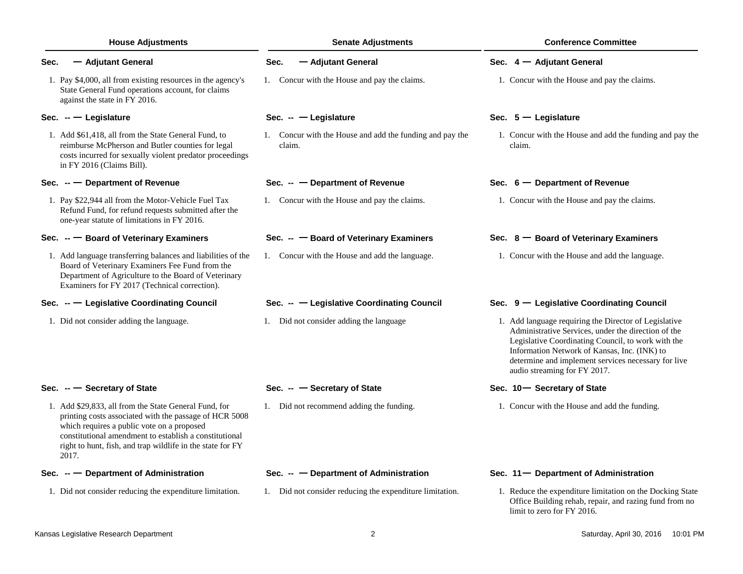| House Adjustments | Senate Adjustments | Conference Committee |
|---|---|---|
| **Sec. — Adjutant General** | **Sec. — Adjutant General** | **Sec. 4 — Adjutant General** |
| 1. Pay $4,000, all from existing resources in the agency's State General Fund operations account, for claims against the state in FY 2016. | 1. Concur with the House and pay the claims. | 1. Concur with the House and pay the claims. |
| **Sec. -- — Legislature** | **Sec. -- — Legislature** | **Sec. 5 — Legislature** |
| 1. Add $61,418, all from the State General Fund, to reimburse McPherson and Butler counties for legal costs incurred for sexually violent predator proceedings in FY 2016 (Claims Bill). | 1. Concur with the House and add the funding and pay the claim. | 1. Concur with the House and add the funding and pay the claim. |
| **Sec. -- — Department of Revenue** | **Sec. -- — Department of Revenue** | **Sec. 6 — Department of Revenue** |
| 1. Pay $22,944 all from the Motor-Vehicle Fuel Tax Refund Fund, for refund requests submitted after the one-year statute of limitations in FY 2016. | 1. Concur with the House and pay the claims. | 1. Concur with the House and pay the claims. |
| **Sec. -- — Board of Veterinary Examiners** | **Sec. -- — Board of Veterinary Examiners** | **Sec. 8 — Board of Veterinary Examiners** |
| 1. Add language transferring balances and liabilities of the Board of Veterinary Examiners Fee Fund from the Department of Agriculture to the Board of Veterinary Examiners for FY 2017 (Technical correction). | 1. Concur with the House and add the language. | 1. Concur with the House and add the language. |
| **Sec. -- — Legislative Coordinating Council** | **Sec. -- — Legislative Coordinating Council** | **Sec. 9 — Legislative Coordinating Council** |
| 1. Did not consider adding the language. | 1. Did not consider adding the language | 1. Add language requiring the Director of Legislative Administrative Services, under the direction of the Legislative Coordinating Council, to work with the Information Network of Kansas, Inc. (INK) to determine and implement services necessary for live audio streaming for FY 2017. |
| **Sec. -- — Secretary of State** | **Sec. -- — Secretary of State** | **Sec. 10 — Secretary of State** |
| 1. Add $29,833, all from the State General Fund, for printing costs associated with the passage of HCR 5008 which requires a public vote on a proposed constitutional amendment to establish a constitutional right to hunt, fish, and trap wildlife in the state for FY 2017. | 1. Did not recommend adding the funding. | 1. Concur with the House and add the funding. |
| **Sec. -- — Department of Administration** | **Sec. -- — Department of Administration** | **Sec. 11 — Department of Administration** |
| 1. Did not consider reducing the expenditure limitation. | 1. Did not consider reducing the expenditure limitation. | 1. Reduce the expenditure limitation on the Docking State Office Building rehab, repair, and razing fund from no limit to zero for FY 2016. |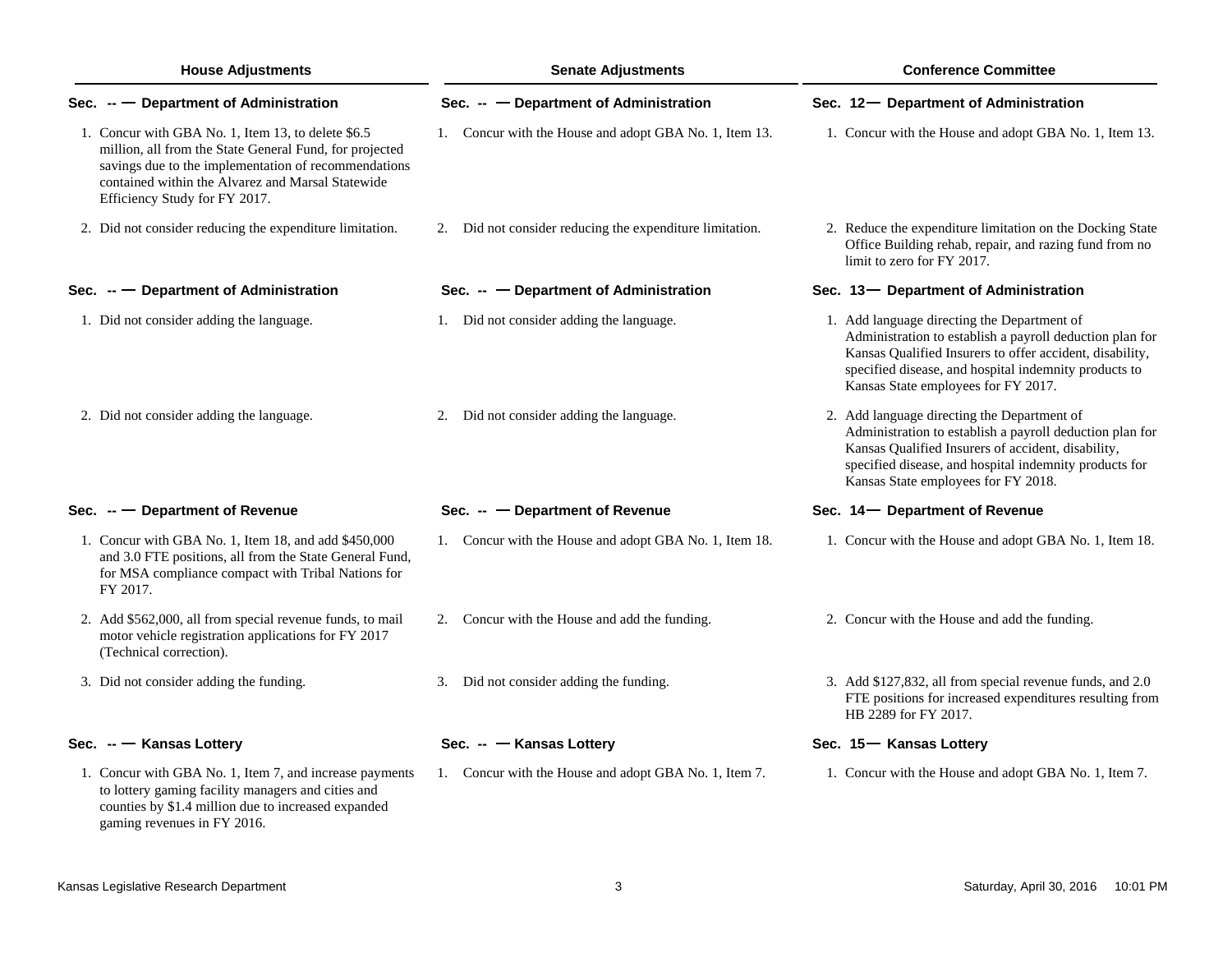| House Adjustments | Senate Adjustments | Conference Committee |
|---|---|---|
| **Sec. -- — Department of Administration** | **Sec. -- — Department of Administration** | **Sec. 12— Department of Administration** |
| 1. Concur with GBA No. 1, Item 13, to delete $6.5 million, all from the State General Fund, for projected savings due to the implementation of recommendations contained within the Alvarez and Marsal Statewide Efficiency Study for FY 2017. | 1. Concur with the House and adopt GBA No. 1, Item 13. | 1. Concur with the House and adopt GBA No. 1, Item 13. |
| 2. Did not consider reducing the expenditure limitation. | 2. Did not consider reducing the expenditure limitation. | 2. Reduce the expenditure limitation on the Docking State Office Building rehab, repair, and razing fund from no limit to zero for FY 2017. |
| **Sec. -- — Department of Administration** | **Sec. -- — Department of Administration** | **Sec. 13— Department of Administration** |
| 1. Did not consider adding the language. | 1. Did not consider adding the language. | 1. Add language directing the Department of Administration to establish a payroll deduction plan for Kansas Qualified Insurers to offer accident, disability, specified disease, and hospital indemnity products to Kansas State employees for FY 2017. |
| 2. Did not consider adding the language. | 2. Did not consider adding the language. | 2. Add language directing the Department of Administration to establish a payroll deduction plan for Kansas Qualified Insurers of accident, disability, specified disease, and hospital indemnity products for Kansas State employees for FY 2018. |
| **Sec. -- — Department of Revenue** | **Sec. -- — Department of Revenue** | **Sec. 14— Department of Revenue** |
| 1. Concur with GBA No. 1, Item 18, and add $450,000 and 3.0 FTE positions, all from the State General Fund, for MSA compliance compact with Tribal Nations for FY 2017. | 1. Concur with the House and adopt GBA No. 1, Item 18. | 1. Concur with the House and adopt GBA No. 1, Item 18. |
| 2. Add $562,000, all from special revenue funds, to mail motor vehicle registration applications for FY 2017 (Technical correction). | 2. Concur with the House and add the funding. | 2. Concur with the House and add the funding. |
| 3. Did not consider adding the funding. | 3. Did not consider adding the funding. | 3. Add $127,832, all from special revenue funds, and 2.0 FTE positions for increased expenditures resulting from HB 2289 for FY 2017. |
| **Sec. -- — Kansas Lottery** | **Sec. -- — Kansas Lottery** | **Sec. 15— Kansas Lottery** |
| 1. Concur with GBA No. 1, Item 7, and increase payments to lottery gaming facility managers and cities and counties by $1.4 million due to increased expanded gaming revenues in FY 2016. | 1. Concur with the House and adopt GBA No. 1, Item 7. | 1. Concur with the House and adopt GBA No. 1, Item 7. |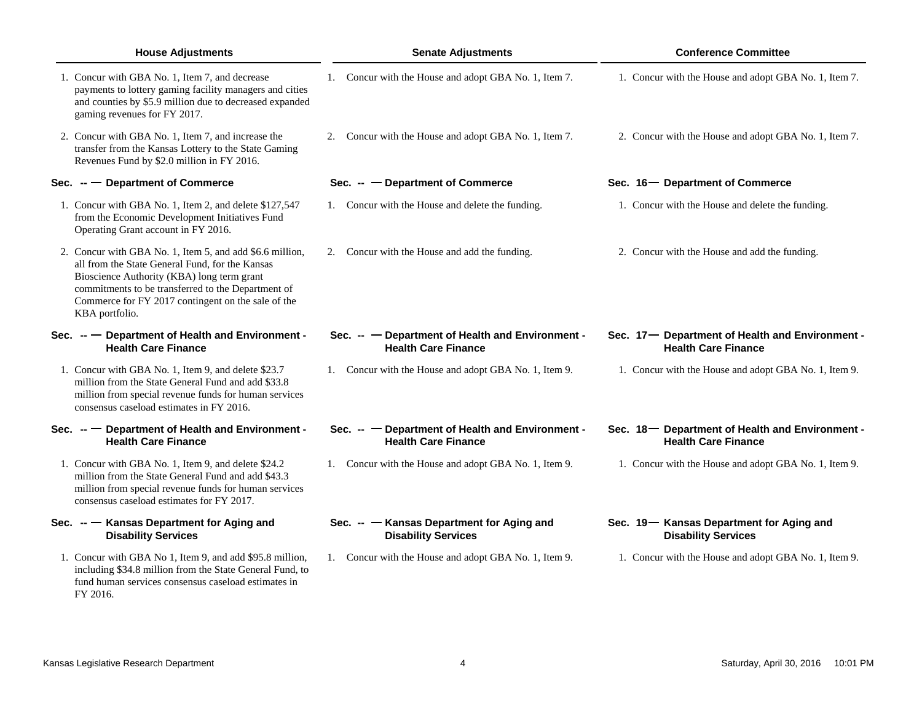| House Adjustments | Senate Adjustments | Conference Committee |
|---|---|---|
| 1. Concur with GBA No. 1, Item 7, and decrease payments to lottery gaming facility managers and cities and counties by $5.9 million due to decreased expanded gaming revenues for FY 2017. | 1. Concur with the House and adopt GBA No. 1, Item 7. | 1. Concur with the House and adopt GBA No. 1, Item 7. |
| 2. Concur with GBA No. 1, Item 7, and increase the transfer from the Kansas Lottery to the State Gaming Revenues Fund by $2.0 million in FY 2016. | 2. Concur with the House and adopt GBA No. 1, Item 7. | 2. Concur with the House and adopt GBA No. 1, Item 7. |
| **Sec. -- — Department of Commerce** | **Sec. -- — Department of Commerce** | **Sec. 16— Department of Commerce** |
| 1. Concur with GBA No. 1, Item 2, and delete $127,547 from the Economic Development Initiatives Fund Operating Grant account in FY 2016. | 1. Concur with the House and delete the funding. | 1. Concur with the House and delete the funding. |
| 2. Concur with GBA No. 1, Item 5, and add $6.6 million, all from the State General Fund, for the Kansas Bioscience Authority (KBA) long term grant commitments to be transferred to the Department of Commerce for FY 2017 contingent on the sale of the KBA portfolio. | 2. Concur with the House and add the funding. | 2. Concur with the House and add the funding. |
| **Sec. -- — Department of Health and Environment - Health Care Finance** | **Sec. -- — Department of Health and Environment - Health Care Finance** | **Sec. 17— Department of Health and Environment - Health Care Finance** |
| 1. Concur with GBA No. 1, Item 9, and delete $23.7 million from the State General Fund and add $33.8 million from special revenue funds for human services consensus caseload estimates in FY 2016. | 1. Concur with the House and adopt GBA No. 1, Item 9. | 1. Concur with the House and adopt GBA No. 1, Item 9. |
| **Sec. -- — Department of Health and Environment - Health Care Finance** | **Sec. -- — Department of Health and Environment - Health Care Finance** | **Sec. 18— Department of Health and Environment - Health Care Finance** |
| 1. Concur with GBA No. 1, Item 9, and delete $24.2 million from the State General Fund and add $43.3 million from special revenue funds for human services consensus caseload estimates for FY 2017. | 1. Concur with the House and adopt GBA No. 1, Item 9. | 1. Concur with the House and adopt GBA No. 1, Item 9. |
| **Sec. -- — Kansas Department for Aging and Disability Services** | **Sec. -- — Kansas Department for Aging and Disability Services** | **Sec. 19— Kansas Department for Aging and Disability Services** |
| 1. Concur with GBA No 1, Item 9, and add $95.8 million, including $34.8 million from the State General Fund, to fund human services consensus caseload estimates in FY 2016. | 1. Concur with the House and adopt GBA No. 1, Item 9. | 1. Concur with the House and adopt GBA No. 1, Item 9. |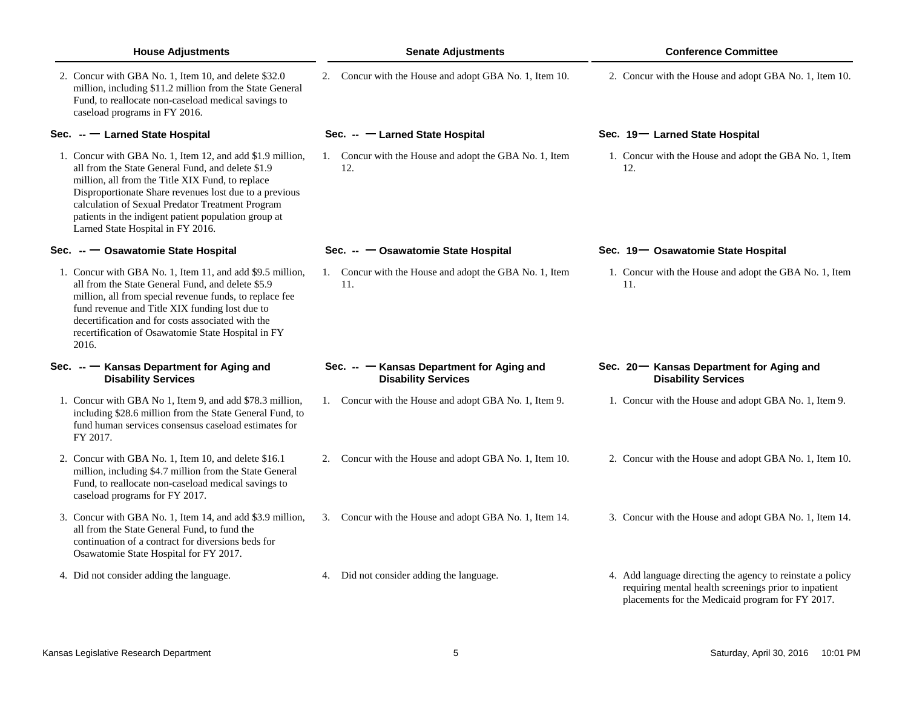| House Adjustments | Senate Adjustments | Conference Committee |
|---|---|---|
| 2. Concur with GBA No. 1, Item 10, and delete $32.0 million, including $11.2 million from the State General Fund, to reallocate non-caseload medical savings to caseload programs in FY 2016. | 2. Concur with the House and adopt GBA No. 1, Item 10. | 2. Concur with the House and adopt GBA No. 1, Item 10. |
| **Sec. -- — Larned State Hospital** | **Sec. -- — Larned State Hospital** | **Sec. 19— Larned State Hospital** |
| 1. Concur with GBA No. 1, Item 12, and add $1.9 million, all from the State General Fund, and delete $1.9 million, all from the Title XIX Fund, to replace Disproportionate Share revenues lost due to a previous calculation of Sexual Predator Treatment Program patients in the indigent patient population group at Larned State Hospital in FY 2016. | 1. Concur with the House and adopt the GBA No. 1, Item 12. | 1. Concur with the House and adopt the GBA No. 1, Item 12. |
| **Sec. -- — Osawatomie State Hospital** | **Sec. -- — Osawatomie State Hospital** | **Sec. 19— Osawatomie State Hospital** |
| 1. Concur with GBA No. 1, Item 11, and add $9.5 million, all from the State General Fund, and delete $5.9 million, all from special revenue funds, to replace fee fund revenue and Title XIX funding lost due to decertification and for costs associated with the recertification of Osawatomie State Hospital in FY 2016. | 1. Concur with the House and adopt the GBA No. 1, Item 11. | 1. Concur with the House and adopt the GBA No. 1, Item 11. |
| **Sec. -- — Kansas Department for Aging and Disability Services** | **Sec. -- — Kansas Department for Aging and Disability Services** | **Sec. 20— Kansas Department for Aging and Disability Services** |
| 1. Concur with GBA No 1, Item 9, and add $78.3 million, including $28.6 million from the State General Fund, to fund human services consensus caseload estimates for FY 2017. | 1. Concur with the House and adopt GBA No. 1, Item 9. | 1. Concur with the House and adopt GBA No. 1, Item 9. |
| 2. Concur with GBA No. 1, Item 10, and delete $16.1 million, including $4.7 million from the State General Fund, to reallocate non-caseload medical savings to caseload programs for FY 2017. | 2. Concur with the House and adopt GBA No. 1, Item 10. | 2. Concur with the House and adopt GBA No. 1, Item 10. |
| 3. Concur with GBA No. 1, Item 14, and add $3.9 million, all from the State General Fund, to fund the continuation of a contract for diversions beds for Osawatomie State Hospital for FY 2017. | 3. Concur with the House and adopt GBA No. 1, Item 14. | 3. Concur with the House and adopt GBA No. 1, Item 14. |
| 4. Did not consider adding the language. | 4. Did not consider adding the language. | 4. Add language directing the agency to reinstate a policy requiring mental health screenings prior to inpatient placements for the Medicaid program for FY 2017. |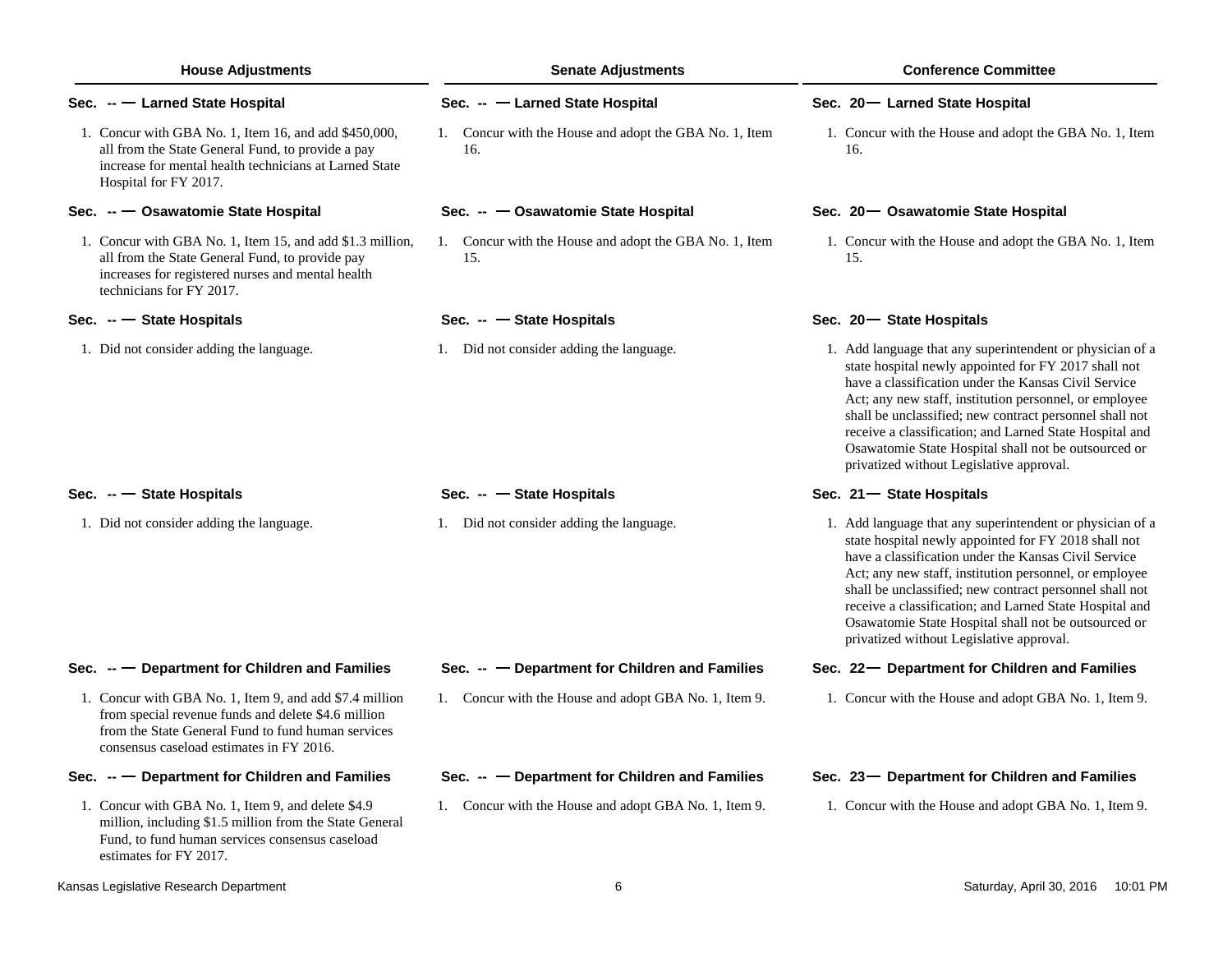| House Adjustments | Senate Adjustments | Conference Committee |
|---|---|---|
| **Sec. -- — Larned State Hospital** | **Sec. -- — Larned State Hospital** | **Sec. 20— Larned State Hospital** |
| 1. Concur with GBA No. 1, Item 16, and add $450,000, all from the State General Fund, to provide a pay increase for mental health technicians at Larned State Hospital for FY 2017. | 1. Concur with the House and adopt the GBA No. 1, Item 16. | 1. Concur with the House and adopt the GBA No. 1, Item 16. |
| **Sec. -- — Osawatomie State Hospital** | **Sec. -- — Osawatomie State Hospital** | **Sec. 20— Osawatomie State Hospital** |
| 1. Concur with GBA No. 1, Item 15, and add $1.3 million, all from the State General Fund, to provide pay increases for registered nurses and mental health technicians for FY 2017. | 1. Concur with the House and adopt the GBA No. 1, Item 15. | 1. Concur with the House and adopt the GBA No. 1, Item 15. |
| **Sec. -- — State Hospitals** | **Sec. -- — State Hospitals** | **Sec. 20— State Hospitals** |
| 1. Did not consider adding the language. | 1. Did not consider adding the language. | 1. Add language that any superintendent or physician of a state hospital newly appointed for FY 2017 shall not have a classification under the Kansas Civil Service Act; any new staff, institution personnel, or employee shall be unclassified; new contract personnel shall not receive a classification; and Larned State Hospital and Osawatomie State Hospital shall not be outsourced or privatized without Legislative approval. |
| **Sec. -- — State Hospitals** | **Sec. -- — State Hospitals** | **Sec. 21— State Hospitals** |
| 1. Did not consider adding the language. | 1. Did not consider adding the language. | 1. Add language that any superintendent or physician of a state hospital newly appointed for FY 2018 shall not have a classification under the Kansas Civil Service Act; any new staff, institution personnel, or employee shall be unclassified; new contract personnel shall not receive a classification; and Larned State Hospital and Osawatomie State Hospital shall not be outsourced or privatized without Legislative approval. |
| **Sec. -- — Department for Children and Families** | **Sec. -- — Department for Children and Families** | **Sec. 22— Department for Children and Families** |
| 1. Concur with GBA No. 1, Item 9, and add $7.4 million from special revenue funds and delete $4.6 million from the State General Fund to fund human services consensus caseload estimates in FY 2016. | 1. Concur with the House and adopt GBA No. 1, Item 9. | 1. Concur with the House and adopt GBA No. 1, Item 9. |
| **Sec. -- — Department for Children and Families** | **Sec. -- — Department for Children and Families** | **Sec. 23— Department for Children and Families** |
| 1. Concur with GBA No. 1, Item 9, and delete $4.9 million, including $1.5 million from the State General Fund, to fund human services consensus caseload estimates for FY 2017. | 1. Concur with the House and adopt GBA No. 1, Item 9. | 1. Concur with the House and adopt GBA No. 1, Item 9. |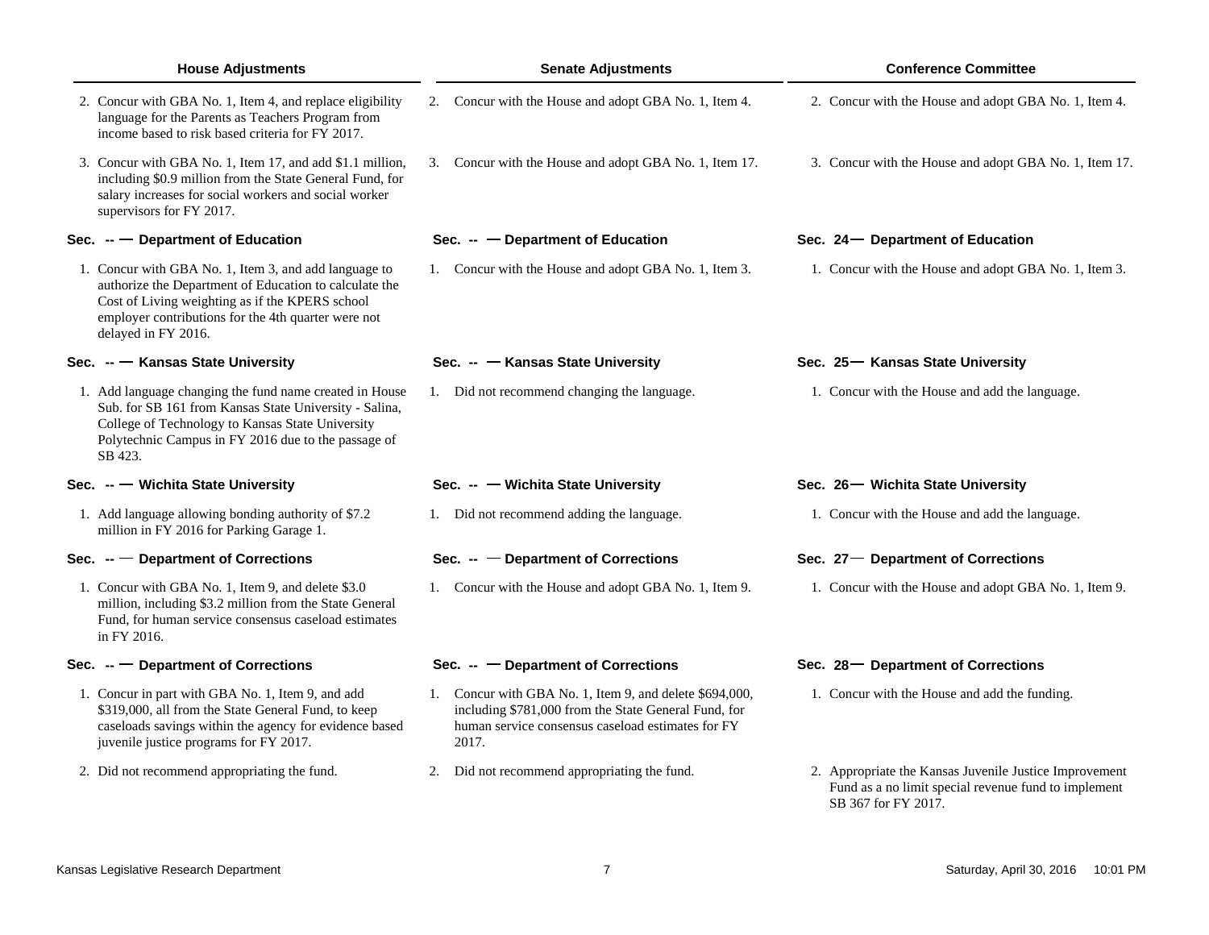| House Adjustments | Senate Adjustments | Conference Committee |
|---|---|---|
| 2. Concur with GBA No. 1, Item 4, and replace eligibility language for the Parents as Teachers Program from income based to risk based criteria for FY 2017. | 2. Concur with the House and adopt GBA No. 1, Item 4. | 2. Concur with the House and adopt GBA No. 1, Item 4. |
| 3. Concur with GBA No. 1, Item 17, and add $1.1 million, including $0.9 million from the State General Fund, for salary increases for social workers and social worker supervisors for FY 2017. | 3. Concur with the House and adopt GBA No. 1, Item 17. | 3. Concur with the House and adopt GBA No. 1, Item 17. |
| **Sec. -- — Department of Education** | **Sec. -- — Department of Education** | **Sec. 24— Department of Education** |
| 1. Concur with GBA No. 1, Item 3, and add language to authorize the Department of Education to calculate the Cost of Living weighting as if the KPERS school employer contributions for the 4th quarter were not delayed in FY 2016. | 1. Concur with the House and adopt GBA No. 1, Item 3. | 1. Concur with the House and adopt GBA No. 1, Item 3. |
| **Sec. -- — Kansas State University** | **Sec. -- — Kansas State University** | **Sec. 25— Kansas State University** |
| 1. Add language changing the fund name created in House Sub. for SB 161 from Kansas State University - Salina, College of Technology to Kansas State University Polytechnic Campus in FY 2016 due to the passage of SB 423. | 1. Did not recommend changing the language. | 1. Concur with the House and add the language. |
| **Sec. -- — Wichita State University** | **Sec. -- — Wichita State University** | **Sec. 26— Wichita State University** |
| 1. Add language allowing bonding authority of $7.2 million in FY 2016 for Parking Garage 1. | 1. Did not recommend adding the language. | 1. Concur with the House and add the language. |
| **Sec. -- — Department of Corrections** | **Sec. -- — Department of Corrections** | **Sec. 27— Department of Corrections** |
| 1. Concur with GBA No. 1, Item 9, and delete $3.0 million, including $3.2 million from the State General Fund, for human service consensus caseload estimates in FY 2016. | 1. Concur with the House and adopt GBA No. 1, Item 9. | 1. Concur with the House and adopt GBA No. 1, Item 9. |
| **Sec. -- — Department of Corrections** | **Sec. -- — Department of Corrections** | **Sec. 28— Department of Corrections** |
| 1. Concur in part with GBA No. 1, Item 9, and add $319,000, all from the State General Fund, to keep caseloads savings within the agency for evidence based juvenile justice programs for FY 2017. | 1. Concur with GBA No. 1, Item 9, and delete $694,000, including $781,000 from the State General Fund, for human service consensus caseload estimates for FY 2017. | 1. Concur with the House and add the funding. |
| 2. Did not recommend appropriating the fund. | 2. Did not recommend appropriating the fund. | 2. Appropriate the Kansas Juvenile Justice Improvement Fund as a no limit special revenue fund to implement SB 367 for FY 2017. |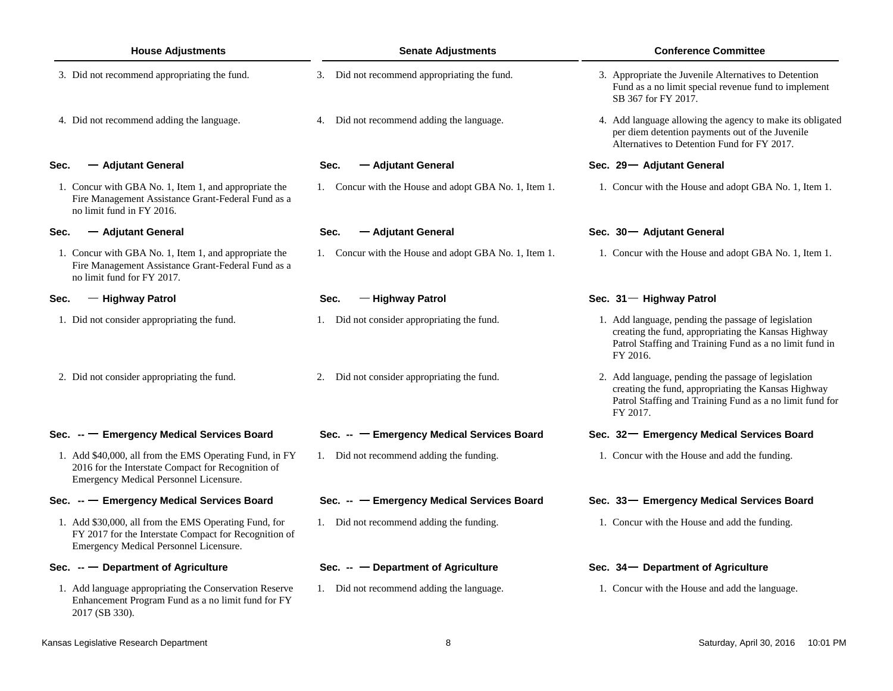| House Adjustments | Senate Adjustments | Conference Committee |
|---|---|---|
| 3. Did not recommend appropriating the fund. | 3. Did not recommend appropriating the fund. | 3. Appropriate the Juvenile Alternatives to Detention Fund as a no limit special revenue fund to implement SB 367 for FY 2017. |
| 4. Did not recommend adding the language. | 4. Did not recommend adding the language. | 4. Add language allowing the agency to make its obligated per diem detention payments out of the Juvenile Alternatives to Detention Fund for FY 2017. |
| **Sec. — Adjutant General** | **Sec. — Adjutant General** | **Sec. 29— Adjutant General** |
| 1. Concur with GBA No. 1, Item 1, and appropriate the Fire Management Assistance Grant-Federal Fund as a no limit fund in FY 2016. | 1. Concur with the House and adopt GBA No. 1, Item 1. | 1. Concur with the House and adopt GBA No. 1, Item 1. |
| **Sec. — Adjutant General** | **Sec. — Adjutant General** | **Sec. 30— Adjutant General** |
| 1. Concur with GBA No. 1, Item 1, and appropriate the Fire Management Assistance Grant-Federal Fund as a no limit fund for FY 2017. | 1. Concur with the House and adopt GBA No. 1, Item 1. | 1. Concur with the House and adopt GBA No. 1, Item 1. |
| **Sec. — Highway Patrol** | **Sec. — Highway Patrol** | **Sec. 31— Highway Patrol** |
| 1. Did not consider appropriating the fund. | 1. Did not consider appropriating the fund. | 1. Add language, pending the passage of legislation creating the fund, appropriating the Kansas Highway Patrol Staffing and Training Fund as a no limit fund in FY 2016. |
| 2. Did not consider appropriating the fund. | 2. Did not consider appropriating the fund. | 2. Add language, pending the passage of legislation creating the fund, appropriating the Kansas Highway Patrol Staffing and Training Fund as a no limit fund for FY 2017. |
| **Sec. -- — Emergency Medical Services Board** | **Sec. -- — Emergency Medical Services Board** | **Sec. 32— Emergency Medical Services Board** |
| 1. Add $40,000, all from the EMS Operating Fund, in FY 2016 for the Interstate Compact for Recognition of Emergency Medical Personnel Licensure. | 1. Did not recommend adding the funding. | 1. Concur with the House and add the funding. |
| **Sec. -- — Emergency Medical Services Board** | **Sec. -- — Emergency Medical Services Board** | **Sec. 33— Emergency Medical Services Board** |
| 1. Add $30,000, all from the EMS Operating Fund, for FY 2017 for the Interstate Compact for Recognition of Emergency Medical Personnel Licensure. | 1. Did not recommend adding the funding. | 1. Concur with the House and add the funding. |
| **Sec. -- — Department of Agriculture** | **Sec. -- — Department of Agriculture** | **Sec. 34— Department of Agriculture** |
| 1. Add language appropriating the Conservation Reserve Enhancement Program Fund as a no limit fund for FY 2017 (SB 330). | 1. Did not recommend adding the language. | 1. Concur with the House and add the language. |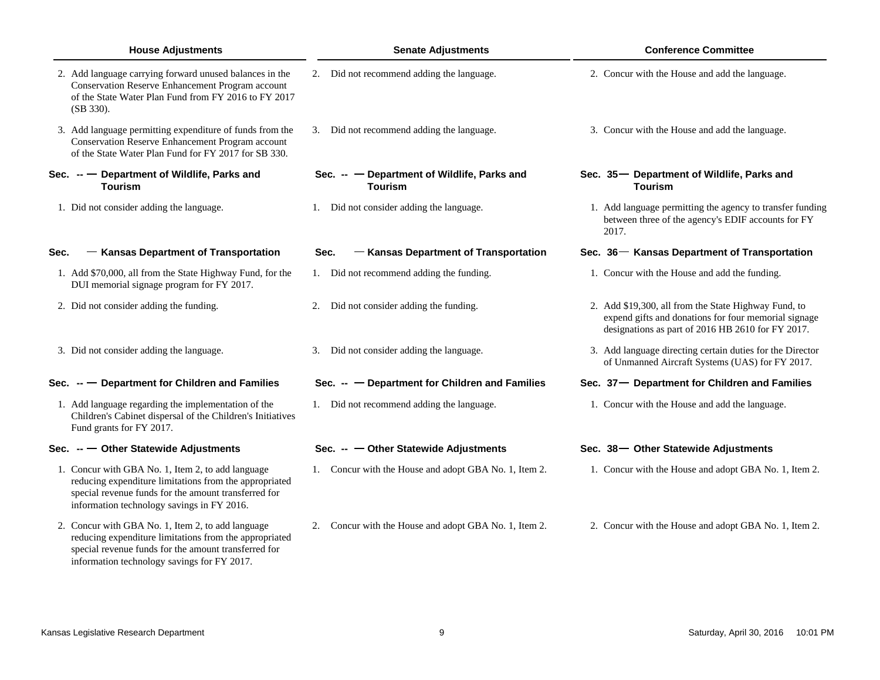| House Adjustments | Senate Adjustments | Conference Committee |
|---|---|---|
| 2. Add language carrying forward unused balances in the Conservation Reserve Enhancement Program account of the State Water Plan Fund from FY 2016 to FY 2017 (SB 330). | 2. Did not recommend adding the language. | 2. Concur with the House and add the language. |
| 3. Add language permitting expenditure of funds from the Conservation Reserve Enhancement Program account of the State Water Plan Fund for FY 2017 for SB 330. | 3. Did not recommend adding the language. | 3. Concur with the House and add the language. |
| **Sec. -- — Department of Wildlife, Parks and Tourism** | **Sec. -- — Department of Wildlife, Parks and Tourism** | **Sec. 35 — Department of Wildlife, Parks and Tourism** |
| 1. Did not consider adding the language. | 1. Did not consider adding the language. | 1. Add language permitting the agency to transfer funding between three of the agency's EDIF accounts for FY 2017. |
| **Sec. — Kansas Department of Transportation** | **Sec. — Kansas Department of Transportation** | **Sec. 36 — Kansas Department of Transportation** |
| 1. Add $70,000, all from the State Highway Fund, for the DUI memorial signage program for FY 2017. | 1. Did not recommend adding the funding. | 1. Concur with the House and add the funding. |
| 2. Did not consider adding the funding. | 2. Did not consider adding the funding. | 2. Add $19,300, all from the State Highway Fund, to expend gifts and donations for four memorial signage designations as part of 2016 HB 2610 for FY 2017. |
| 3. Did not consider adding the language. | 3. Did not consider adding the language. | 3. Add language directing certain duties for the Director of Unmanned Aircraft Systems (UAS) for FY 2017. |
| **Sec. -- — Department for Children and Families** | **Sec. -- — Department for Children and Families** | **Sec. 37 — Department for Children and Families** |
| 1. Add language regarding the implementation of the Children's Cabinet dispersal of the Children's Initiatives Fund grants for FY 2017. | 1. Did not recommend adding the language. | 1. Concur with the House and add the language. |
| **Sec. -- — Other Statewide Adjustments** | **Sec. -- — Other Statewide Adjustments** | **Sec. 38 — Other Statewide Adjustments** |
| 1. Concur with GBA No. 1, Item 2, to add language reducing expenditure limitations from the appropriated special revenue funds for the amount transferred for information technology savings in FY 2016. | 1. Concur with the House and adopt GBA No. 1, Item 2. | 1. Concur with the House and adopt GBA No. 1, Item 2. |
| 2. Concur with GBA No. 1, Item 2, to add language reducing expenditure limitations from the appropriated special revenue funds for the amount transferred for information technology savings for FY 2017. | 2. Concur with the House and adopt GBA No. 1, Item 2. | 2. Concur with the House and adopt GBA No. 1, Item 2. |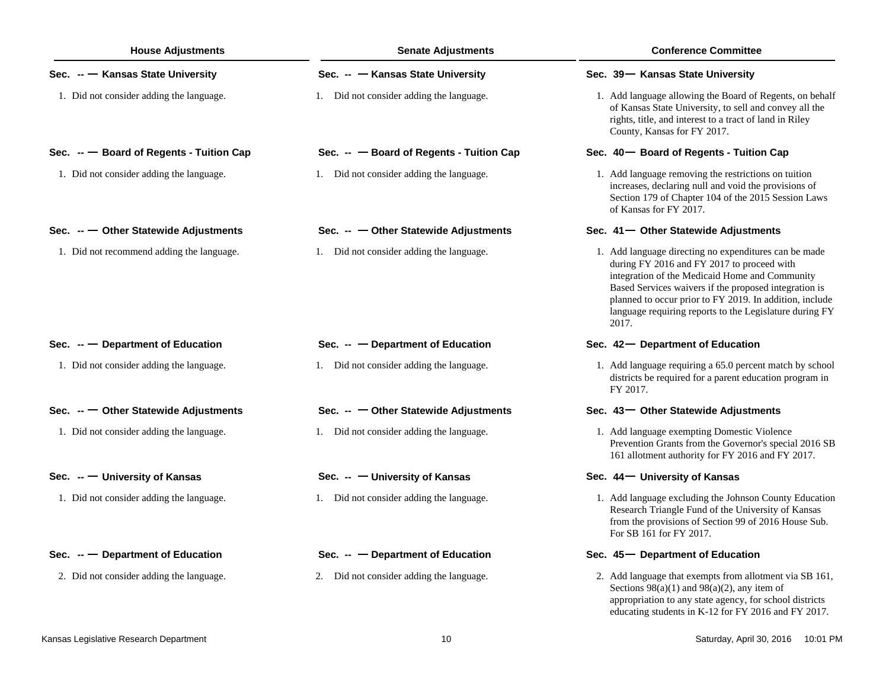| House Adjustments | Senate Adjustments | Conference Committee |
| --- | --- | --- |
| **Sec. -- — Kansas State University** | **Sec. -- — Kansas State University** | **Sec. 39— Kansas State University** |
| 1. Did not consider adding the language. | 1. Did not consider adding the language. | 1. Add language allowing the Board of Regents, on behalf of Kansas State University, to sell and convey all the rights, title, and interest to a tract of land in Riley County, Kansas for FY 2017. |
| **Sec. -- — Board of Regents - Tuition Cap** | **Sec. -- — Board of Regents - Tuition Cap** | **Sec. 40— Board of Regents - Tuition Cap** |
| 1. Did not consider adding the language. | 1. Did not consider adding the language. | 1. Add language removing the restrictions on tuition increases, declaring null and void the provisions of Section 179 of Chapter 104 of the 2015 Session Laws of Kansas for FY 2017. |
| **Sec. -- — Other Statewide Adjustments** | **Sec. -- — Other Statewide Adjustments** | **Sec. 41— Other Statewide Adjustments** |
| 1. Did not recommend adding the language. | 1. Did not consider adding the language. | 1. Add language directing no expenditures can be made during FY 2016 and FY 2017 to proceed with integration of the Medicaid Home and Community Based Services waivers if the proposed integration is planned to occur prior to FY 2019. In addition, include language requiring reports to the Legislature during FY 2017. |
| **Sec. -- — Department of Education** | **Sec. -- — Department of Education** | **Sec. 42— Department of Education** |
| 1. Did not consider adding the language. | 1. Did not consider adding the language. | 1. Add language requiring a 65.0 percent match by school districts be required for a parent education program in FY 2017. |
| **Sec. -- — Other Statewide Adjustments** | **Sec. -- — Other Statewide Adjustments** | **Sec. 43— Other Statewide Adjustments** |
| 1. Did not consider adding the language. | 1. Did not consider adding the language. | 1. Add language exempting Domestic Violence Prevention Grants from the Governor's special 2016 SB 161 allotment authority for FY 2016 and FY 2017. |
| **Sec. -- — University of Kansas** | **Sec. -- — University of Kansas** | **Sec. 44— University of Kansas** |
| 1. Did not consider adding the language. | 1. Did not consider adding the language. | 1. Add language excluding the Johnson County Education Research Triangle Fund of the University of Kansas from the provisions of Section 99 of 2016 House Sub. For SB 161 for FY 2017. |
| **Sec. -- — Department of Education** | **Sec. -- — Department of Education** | **Sec. 45— Department of Education** |
| 2. Did not consider adding the language. | 2. Did not consider adding the language. | 2. Add language that exempts from allotment via SB 161, Sections 98(a)(1) and 98(a)(2), any item of appropriation to any state agency, for school districts educating students in K-12 for FY 2016 and FY 2017. |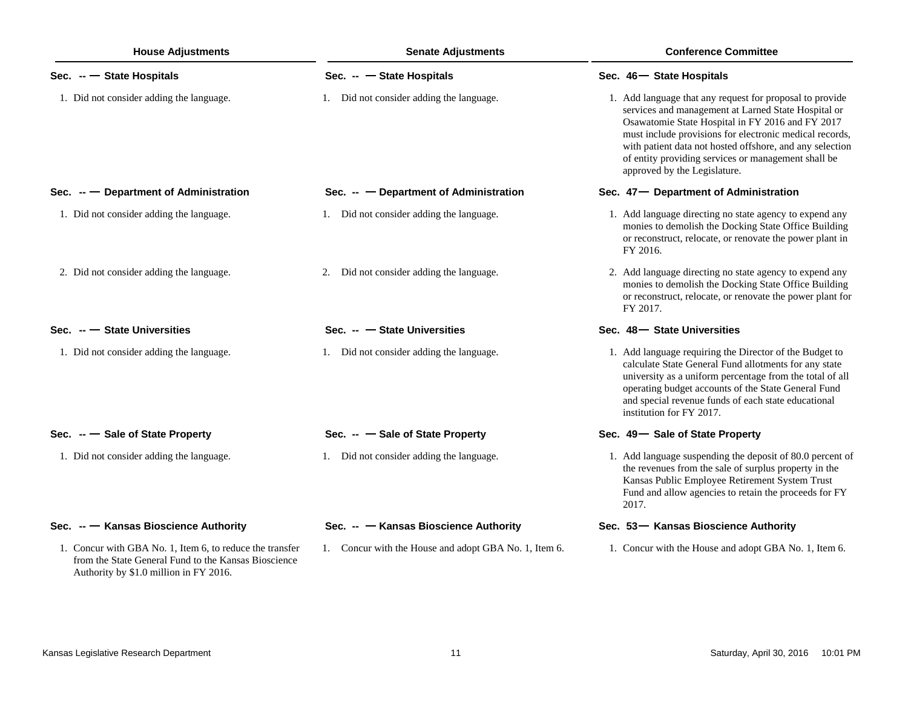| House Adjustments | Senate Adjustments | Conference Committee |
|---|---|---|
| **Sec. -- — State Hospitals** | **Sec. -- — State Hospitals** | **Sec. 46— State Hospitals** |
| 1. Did not consider adding the language. | 1. Did not consider adding the language. | 1. Add language that any request for proposal to provide services and management at Larned State Hospital or Osawatomie State Hospital in FY 2016 and FY 2017 must include provisions for electronic medical records, with patient data not hosted offshore, and any selection of entity providing services or management shall be approved by the Legislature. |
| **Sec. -- — Department of Administration** | **Sec. -- — Department of Administration** | **Sec. 47— Department of Administration** |
| 1. Did not consider adding the language. | 1. Did not consider adding the language. | 1. Add language directing no state agency to expend any monies to demolish the Docking State Office Building or reconstruct, relocate, or renovate the power plant in FY 2016. |
| 2. Did not consider adding the language. | 2. Did not consider adding the language. | 2. Add language directing no state agency to expend any monies to demolish the Docking State Office Building or reconstruct, relocate, or renovate the power plant for FY 2017. |
| **Sec. -- — State Universities** | **Sec. -- — State Universities** | **Sec. 48— State Universities** |
| 1. Did not consider adding the language. | 1. Did not consider adding the language. | 1. Add language requiring the Director of the Budget to calculate State General Fund allotments for any state university as a uniform percentage from the total of all operating budget accounts of the State General Fund and special revenue funds of each state educational institution for FY 2017. |
| **Sec. -- — Sale of State Property** | **Sec. -- — Sale of State Property** | **Sec. 49— Sale of State Property** |
| 1. Did not consider adding the language. | 1. Did not consider adding the language. | 1. Add language suspending the deposit of 80.0 percent of the revenues from the sale of surplus property in the Kansas Public Employee Retirement System Trust Fund and allow agencies to retain the proceeds for FY 2017. |
| **Sec. -- — Kansas Bioscience Authority** | **Sec. -- — Kansas Bioscience Authority** | **Sec. 53— Kansas Bioscience Authority** |
| 1. Concur with GBA No. 1, Item 6, to reduce the transfer from the State General Fund to the Kansas Bioscience Authority by $1.0 million in FY 2016. | 1. Concur with the House and adopt GBA No. 1, Item 6. | 1. Concur with the House and adopt GBA No. 1, Item 6. |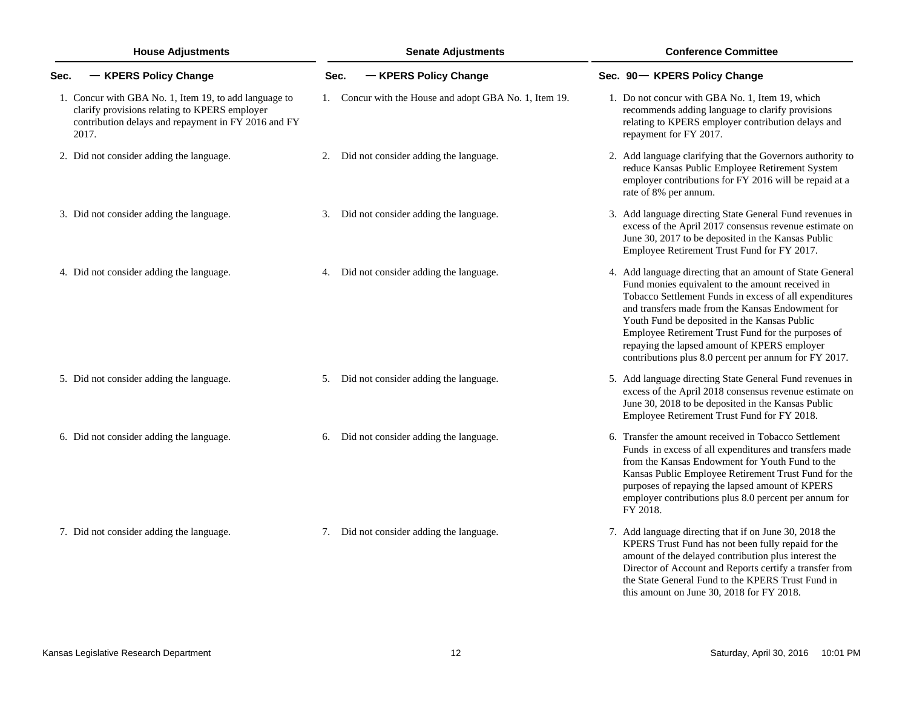| House Adjustments | Senate Adjustments | Conference Committee |
|---|---|---|
| **Sec. — KPERS Policy Change** | **Sec. — KPERS Policy Change** | **Sec. 90 — KPERS Policy Change** |
| 1. Concur with GBA No. 1, Item 19, to add language to clarify provisions relating to KPERS employer contribution delays and repayment in FY 2016 and FY 2017. | 1. Concur with the House and adopt GBA No. 1, Item 19. | 1. Do not concur with GBA No. 1, Item 19, which recommends adding language to clarify provisions relating to KPERS employer contribution delays and repayment for FY 2017. |
| 2. Did not consider adding the language. | 2. Did not consider adding the language. | 2. Add language clarifying that the Governors authority to reduce Kansas Public Employee Retirement System employer contributions for FY 2016 will be repaid at a rate of 8% per annum. |
| 3. Did not consider adding the language. | 3. Did not consider adding the language. | 3. Add language directing State General Fund revenues in excess of the April 2017 consensus revenue estimate on June 30, 2017 to be deposited in the Kansas Public Employee Retirement Trust Fund for FY 2017. |
| 4. Did not consider adding the language. | 4. Did not consider adding the language. | 4. Add language directing that an amount of State General Fund monies equivalent to the amount received in Tobacco Settlement Funds in excess of all expenditures and transfers made from the Kansas Endowment for Youth Fund be deposited in the Kansas Public Employee Retirement Trust Fund for the purposes of repaying the lapsed amount of KPERS employer contributions plus 8.0 percent per annum for FY 2017. |
| 5. Did not consider adding the language. | 5. Did not consider adding the language. | 5. Add language directing State General Fund revenues in excess of the April 2018 consensus revenue estimate on June 30, 2018 to be deposited in the Kansas Public Employee Retirement Trust Fund for FY 2018. |
| 6. Did not consider adding the language. | 6. Did not consider adding the language. | 6. Transfer the amount received in Tobacco Settlement Funds in excess of all expenditures and transfers made from the Kansas Endowment for Youth Fund to the Kansas Public Employee Retirement Trust Fund for the purposes of repaying the lapsed amount of KPERS employer contributions plus 8.0 percent per annum for FY 2018. |
| 7. Did not consider adding the language. | 7. Did not consider adding the language. | 7. Add language directing that if on June 30, 2018 the KPERS Trust Fund has not been fully repaid for the amount of the delayed contribution plus interest the Director of Account and Reports certify a transfer from the State General Fund to the KPERS Trust Fund in this amount on June 30, 2018 for FY 2018. |